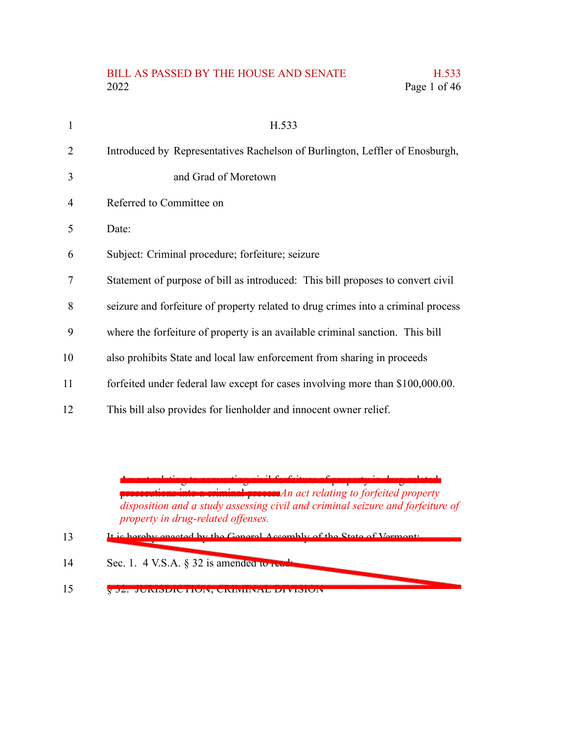H.533

Introduced by Representatives Rachelson of Burlington, Leffler of Enosburgh, and Grad of Moretown

Referred to Committee on

Date:

Subject: Criminal procedure; forfeiture; seizure

Statement of purpose of bill as introduced: This bill proposes to convert civil seizure and forfeiture of property related to drug crimes into a criminal process where the forfeiture of property is an available criminal sanction. This bill also prohibits State and local law enforcement from sharing in proceeds forfeited under federal law except for cases involving more than $100,000.00. This bill also provides for lienholder and innocent owner relief.

~~An act relating to converting civil forfeiture of property in drug-related prosecutions into a criminal process~~*An act relating to forfeited property disposition and a study assessing civil and criminal seizure and forfeiture of property in drug-related offenses.*

~~It is hereby enacted by the General Assembly of the State of Vermont:~~

~~Sec. 1. 4 V.S.A. § 32 is amended to read:~~

~~§ 32. JURISDICTION; CRIMINAL DIVISION~~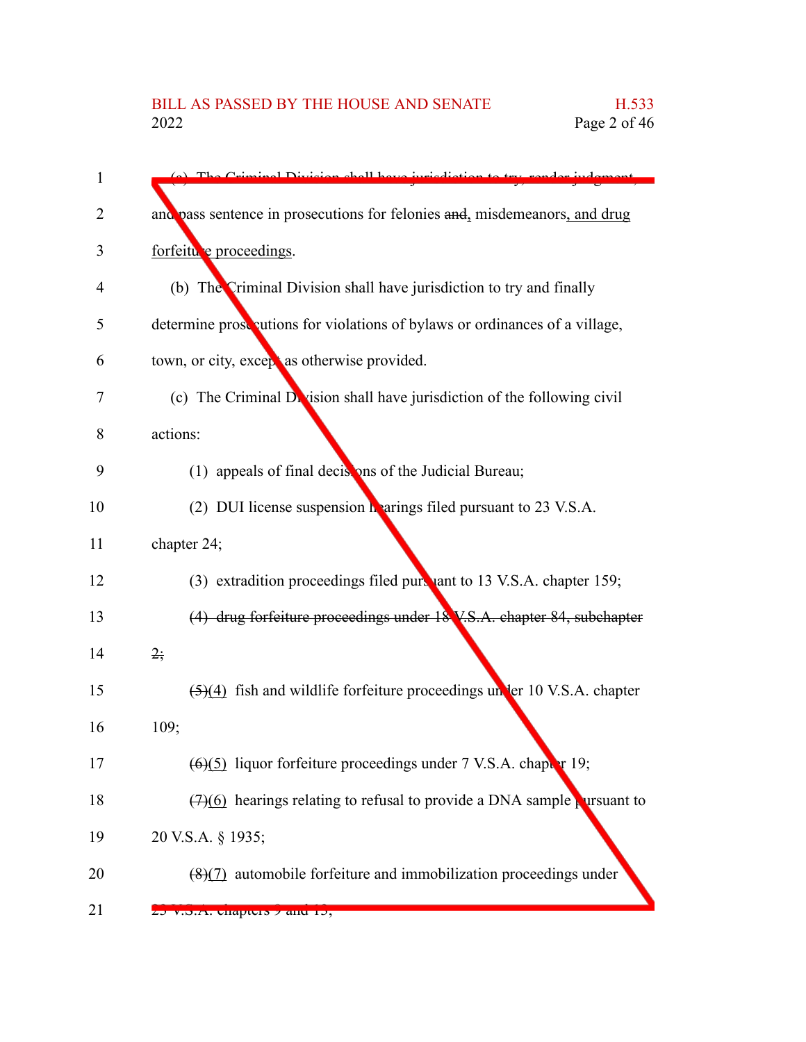(a) The Criminal Division shall have jurisdiction to try, render judgment, and pass sentence in prosecutions for felonies ~~and~~, misdemeanors, and drug forfeiture proceedings.

(b) The Criminal Division shall have jurisdiction to try and finally determine prosecutions for violations of bylaws or ordinances of a village, town, or city, except as otherwise provided.

(c) The Criminal Division shall have jurisdiction of the following civil actions:

(1) appeals of final decisions of the Judicial Bureau;

(2) DUI license suspension hearings filed pursuant to 23 V.S.A. chapter 24;

(3) extradition proceedings filed pursuant to 13 V.S.A. chapter 159;

~~(4) drug forfeiture proceedings under 18 V.S.A. chapter 84, subchapter 2;~~

~~(5)~~(4) fish and wildlife forfeiture proceedings under 10 V.S.A. chapter 109;

~~(6)~~(5) liquor forfeiture proceedings under 7 V.S.A. chapter 19;

~~(7)~~(6) hearings relating to refusal to provide a DNA sample pursuant to 20 V.S.A. § 1935;

~~(8)~~(7) automobile forfeiture and immobilization proceedings under 23 V.S.A. chapters 9 and 13;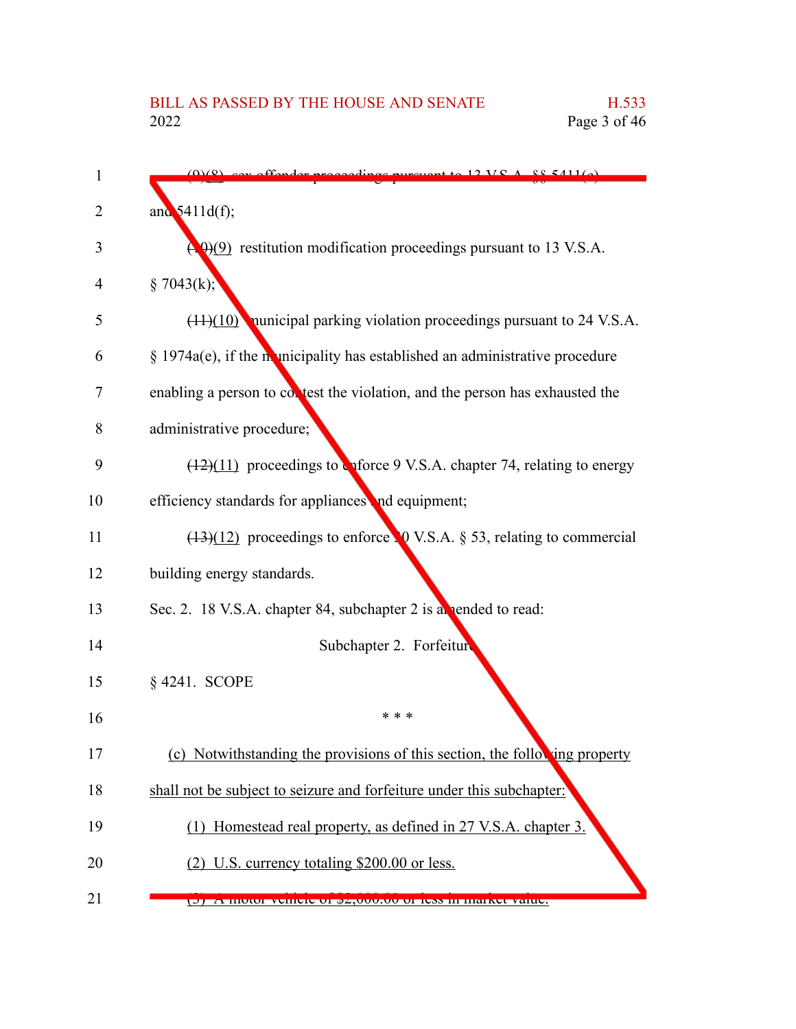(9)(8) sex offender proceedings pursuant to 13 V.S.A. §§ 5411(e) and 5411d(f);

(10)(9) restitution modification proceedings pursuant to 13 V.S.A. § 7043(k);

(11)(10) municipal parking violation proceedings pursuant to 24 V.S.A. § 1974a(e), if the municipality has established an administrative procedure enabling a person to contest the violation, and the person has exhausted the administrative procedure;

(12)(11) proceedings to enforce 9 V.S.A. chapter 74, relating to energy efficiency standards for appliances and equipment;

(13)(12) proceedings to enforce 30 V.S.A. § 53, relating to commercial building energy standards.

Sec. 2. 18 V.S.A. chapter 84, subchapter 2 is amended to read:

Subchapter 2. Forfeiture

§ 4241. SCOPE

* * *

(c) Notwithstanding the provisions of this section, the following property shall not be subject to seizure and forfeiture under this subchapter:

(1) Homestead real property, as defined in 27 V.S.A. chapter 3.

(2) U.S. currency totaling $200.00 or less.

(3) A motor vehicle of $2,000.00 or less in market value.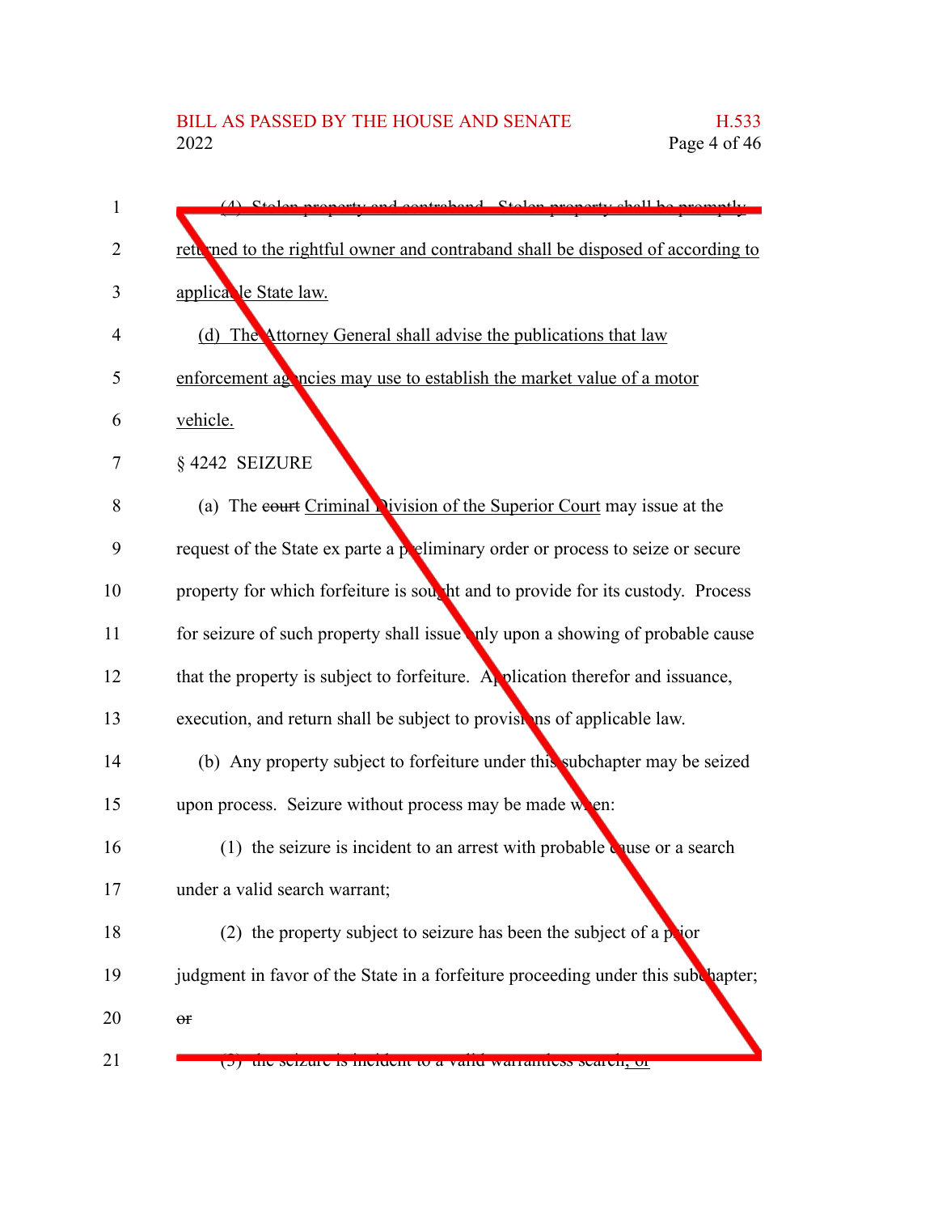(4) Stolen property and contraband. Stolen property shall be promptly returned to the rightful owner and contraband shall be disposed of according to applicable State law.

(d) The Attorney General shall advise the publications that law enforcement agencies may use to establish the market value of a motor vehicle.

§ 4242 SEIZURE

(a) The ~~court~~ Criminal Division of the Superior Court may issue at the request of the State ex parte a preliminary order or process to seize or secure property for which forfeiture is sought and to provide for its custody. Process for seizure of such property shall issue only upon a showing of probable cause that the property is subject to forfeiture. Application therefor and issuance, execution, and return shall be subject to provisions of applicable law.

(b) Any property subject to forfeiture under this subchapter may be seized upon process. Seizure without process may be made when:

(1) the seizure is incident to an arrest with probable cause or a search under a valid search warrant;

(2) the property subject to seizure has been the subject of a prior judgment in favor of the State in a forfeiture proceeding under this subchapter; ~~or~~

(3) the seizure is incident to a valid warrantless search; or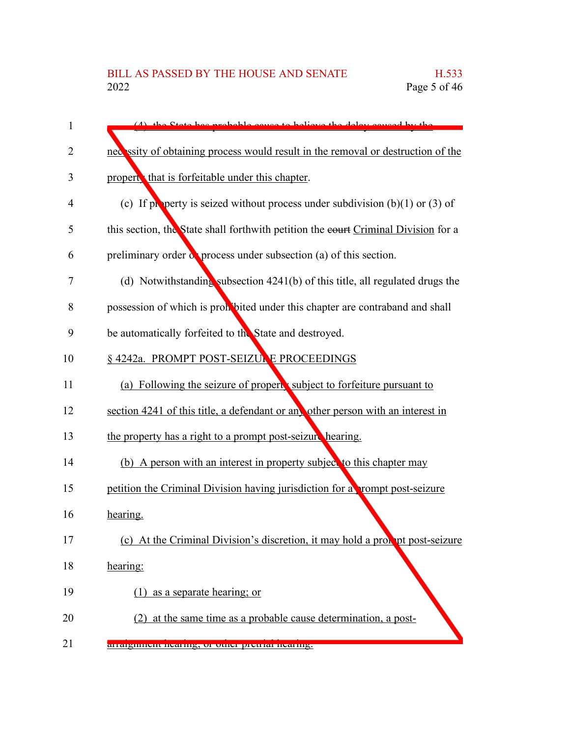(4) the State has probable cause to believe the delay caused by the necessity of obtaining process would result in the removal or destruction of the property that is forfeitable under this chapter.

(c) If property is seized without process under subdivision (b)(1) or (3) of this section, the State shall forthwith petition the ~~court~~ Criminal Division for a preliminary order or process under subsection (a) of this section.

(d) Notwithstanding subsection 4241(b) of this title, all regulated drugs the possession of which is prohibited under this chapter are contraband and shall be automatically forfeited to the State and destroyed.

§ 4242a. PROMPT POST-SEIZURE PROCEEDINGS

(a) Following the seizure of property subject to forfeiture pursuant to section 4241 of this title, a defendant or any other person with an interest in the property has a right to a prompt post-seizure hearing.

(b) A person with an interest in property subject to this chapter may petition the Criminal Division having jurisdiction for a prompt post-seizure hearing.

(c) At the Criminal Division's discretion, it may hold a prompt post-seizure hearing:

(1) as a separate hearing; or

(2) at the same time as a probable cause determination, a post-arraignment hearing, or other pretrial hearing.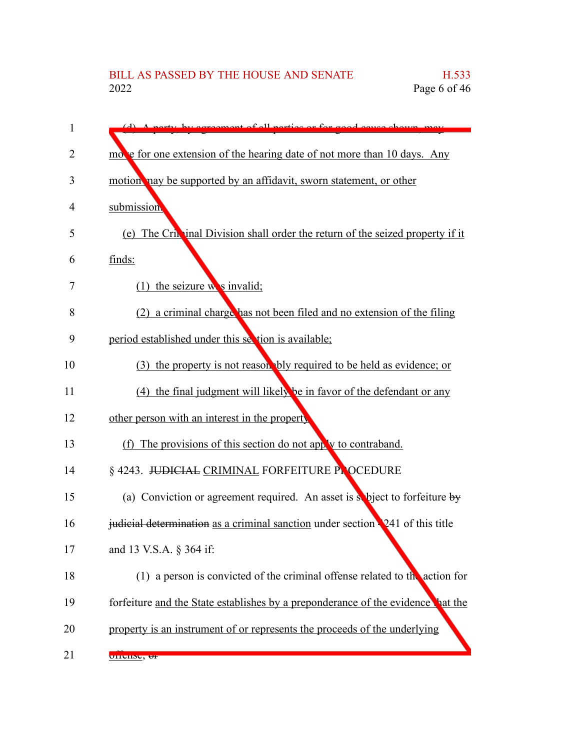(d) A party, by agreement of all parties or for good cause shown, may move for one extension of the hearing date of not more than 10 days. Any motion may be supported by an affidavit, sworn statement, or other submission.

(e) The Criminal Division shall order the return of the seized property if it finds:

(1) the seizure was invalid;

(2) a criminal charge has not been filed and no extension of the filing period established under this section is available;

(3) the property is not reasonably required to be held as evidence; or

(4) the final judgment will likely be in favor of the defendant or any other person with an interest in the property.

(f) The provisions of this section do not apply to contraband.

§ 4243. ~~JUDICIAL~~ CRIMINAL FORFEITURE PROCEDURE

(a) Conviction or agreement required. An asset is subject to forfeiture ~~by judicial determination~~ as a criminal sanction under section 4241 of this title and 13 V.S.A. § 364 if:

(1) a person is convicted of the criminal offense related to the action for forfeiture and the State establishes by a preponderance of the evidence that the property is an instrument of or represents the proceeds of the underlying offense; ~~or~~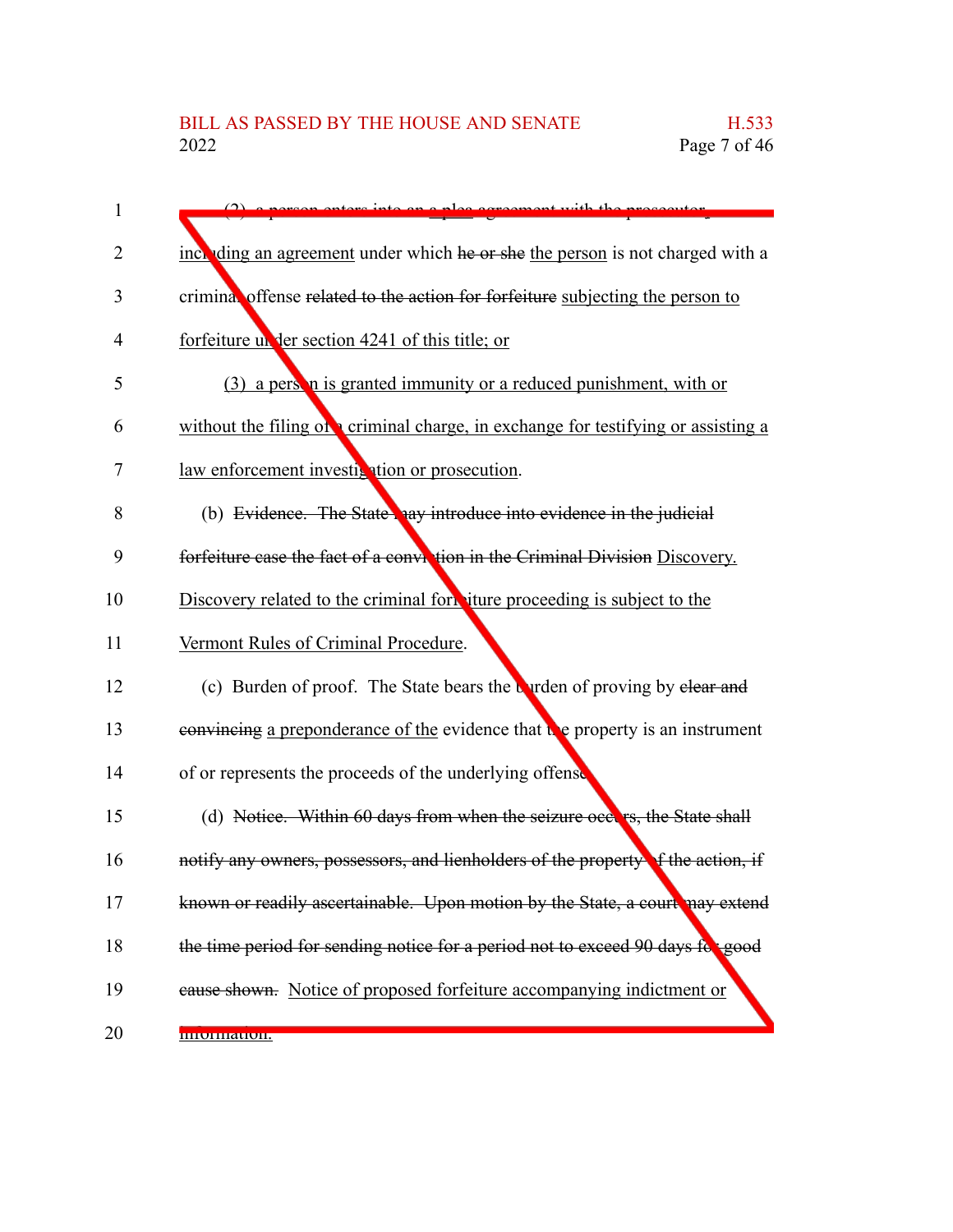(2) a person enters into an a plea agreement with the prosecutor, including an agreement under which he or she the person is not charged with a criminal offense related to the action for forfeiture subjecting the person to forfeiture under section 4241 of this title; or

(3) a person is granted immunity or a reduced punishment, with or without the filing of a criminal charge, in exchange for testifying or assisting a law enforcement investigation or prosecution.

(b) Evidence. The State may introduce into evidence in the judicial forfeiture case the fact of a conviction in the Criminal Division Discovery. Discovery related to the criminal forfeiture proceeding is subject to the Vermont Rules of Criminal Procedure.

(c) Burden of proof. The State bears the burden of proving by clear and convincing a preponderance of the evidence that the property is an instrument of or represents the proceeds of the underlying offense.

(d) Notice. Within 60 days from when the seizure occurs, the State shall notify any owners, possessors, and lienholders of the property of the action, if known or readily ascertainable. Upon motion by the State, a court may extend the time period for sending notice for a period not to exceed 90 days for good cause shown. Notice of proposed forfeiture accompanying indictment or information.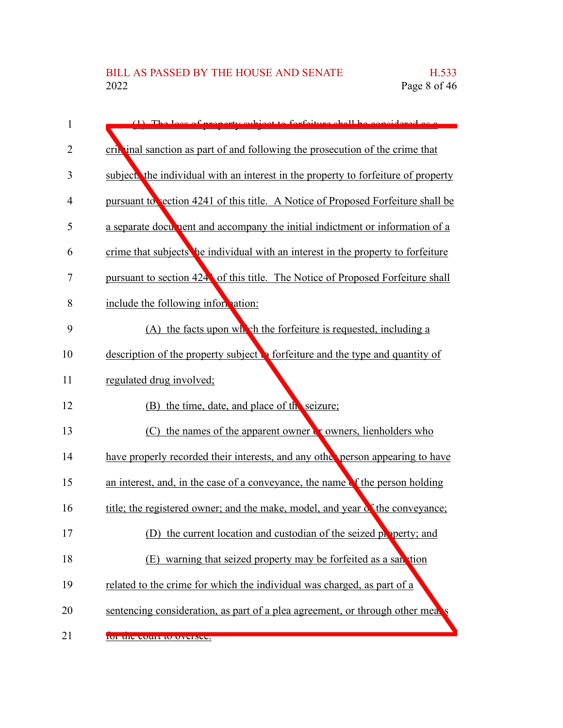(1) The loss of property subject to forfeiture shall be considered as a criminal sanction as part of and following the prosecution of the crime that subjects the individual with an interest in the property to forfeiture of property pursuant to section 4241 of this title. A Notice of Proposed Forfeiture shall be a separate document and accompany the initial indictment or information of a crime that subjects the individual with an interest in the property to forfeiture pursuant to section 4241 of this title. The Notice of Proposed Forfeiture shall include the following information:

(A) the facts upon which the forfeiture is requested, including a description of the property subject to forfeiture and the type and quantity of regulated drug involved;

(B) the time, date, and place of the seizure;

(C) the names of the apparent owner or owners, lienholders who have properly recorded their interests, and any other person appearing to have an interest, and, in the case of a conveyance, the name of the person holding title; the registered owner; and the make, model, and year of the conveyance;

(D) the current location and custodian of the seized property; and

(E) warning that seized property may be forfeited as a sanction related to the crime for which the individual was charged, as part of a sentencing consideration, as part of a plea agreement, or through other means for the court to oversee.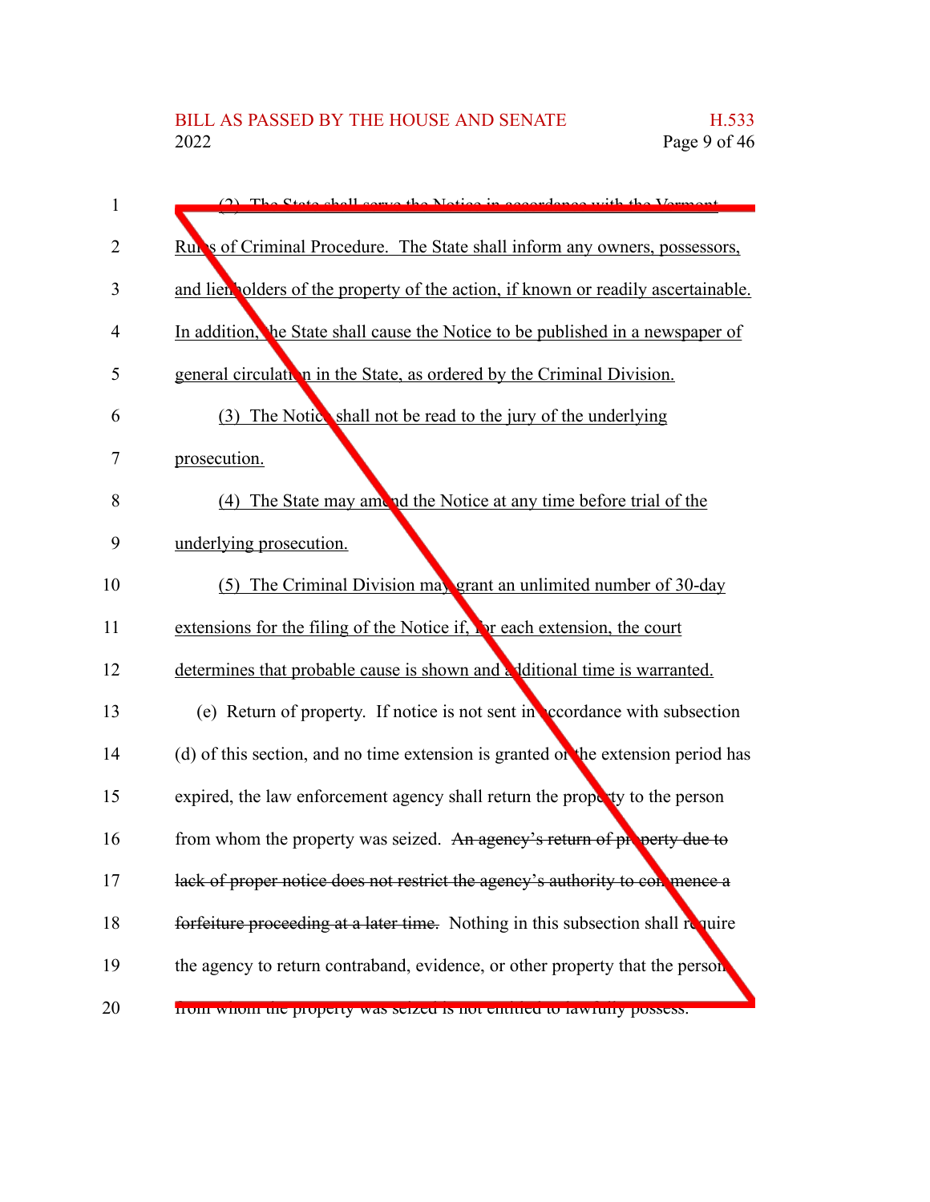(2) The State shall serve the Notice in accordance with the Vermont Rules of Criminal Procedure. The State shall inform any owners, possessors, and lienholders of the property of the action, if known or readily ascertainable. In addition, the State shall cause the Notice to be published in a newspaper of general circulation in the State, as ordered by the Criminal Division.

(3) The Notice shall not be read to the jury of the underlying prosecution.

(4) The State may amend the Notice at any time before trial of the underlying prosecution.

(5) The Criminal Division may grant an unlimited number of 30-day extensions for the filing of the Notice if, for each extension, the court determines that probable cause is shown and additional time is warranted.

(e) Return of property. If notice is not sent in accordance with subsection (d) of this section, and no time extension is granted or the extension period has expired, the law enforcement agency shall return the property to the person from whom the property was seized. ~~An agency's return of property due to lack of proper notice does not restrict the agency's authority to commence a forfeiture proceeding at a later time.~~ Nothing in this subsection shall require the agency to return contraband, evidence, or other property that the person from whom the property was seized is not entitled to lawfully possess.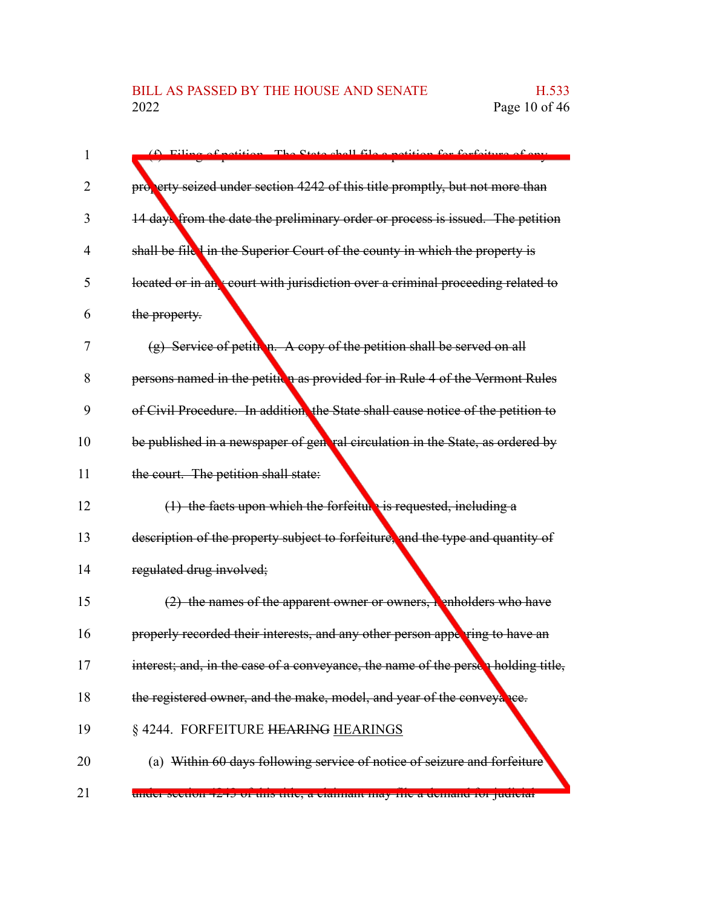~~(f) Filing of petition. The State shall file a petition for forfeiture of any property seized under section 4242 of this title promptly, but not more than 14 days from the date the preliminary order or process is issued. The petition shall be filed in the Superior Court of the county in which the property is located or in any court with jurisdiction over a criminal proceeding related to the property.~~

~~(g) Service of petition. A copy of the petition shall be served on all persons named in the petition as provided for in Rule 4 of the Vermont Rules of Civil Procedure. In addition, the State shall cause notice of the petition to be published in a newspaper of general circulation in the State, as ordered by the court. The petition shall state:~~

~~(1) the facts upon which the forfeiture is requested, including a description of the property subject to forfeiture, and the type and quantity of regulated drug involved;~~

~~(2) the names of the apparent owner or owners, lienholders who have properly recorded their interests, and any other person appearing to have an interest; and, in the case of a conveyance, the name of the person holding title, the registered owner, and the make, model, and year of the conveyance.~~

§ 4244. FORFEITURE ~~HEARING~~ <u>HEARINGS</u>

(a) ~~Within 60 days following service of notice of seizure and forfeiture under section 4243 of this title, a claimant may file a demand for judicial~~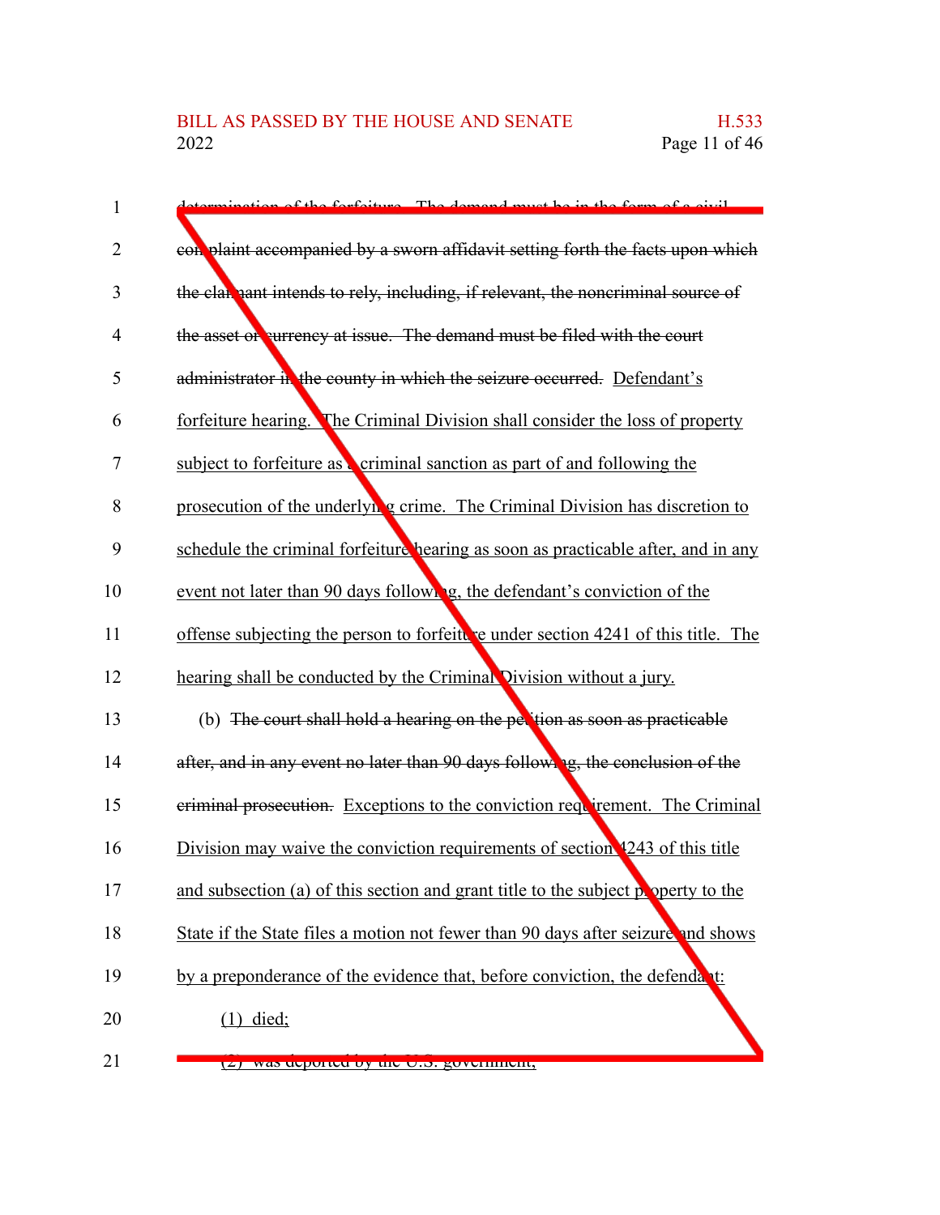~~determination of the forfeiture. The demand must be in the form of a civil complaint accompanied by a sworn affidavit setting forth the facts upon which the claimant intends to rely, including, if relevant, the noncriminal source of the asset or currency at issue. The demand must be filed with the court administrator in the county in which the seizure occurred.~~ <u>Defendant's forfeiture hearing. The Criminal Division shall consider the loss of property subject to forfeiture as a criminal sanction as part of and following the prosecution of the underlying crime. The Criminal Division has discretion to schedule the criminal forfeiture hearing as soon as practicable after, and in any event not later than 90 days following, the defendant's conviction of the offense subjecting the person to forfeiture under section 4241 of this title. The hearing shall be conducted by the Criminal Division without a jury.</u>

(b) ~~The court shall hold a hearing on the petition as soon as practicable after, and in any event no later than 90 days following, the conclusion of the criminal prosecution.~~ <u>Exceptions to the conviction requirement. The Criminal Division may waive the conviction requirements of section 4243 of this title and subsection (a) of this section and grant title to the subject property to the State if the State files a motion not fewer than 90 days after seizure and shows by a preponderance of the evidence that, before conviction, the defendant:</u>

<u>(1) died;</u>

<u>(2) was deported by the U.S. government;</u>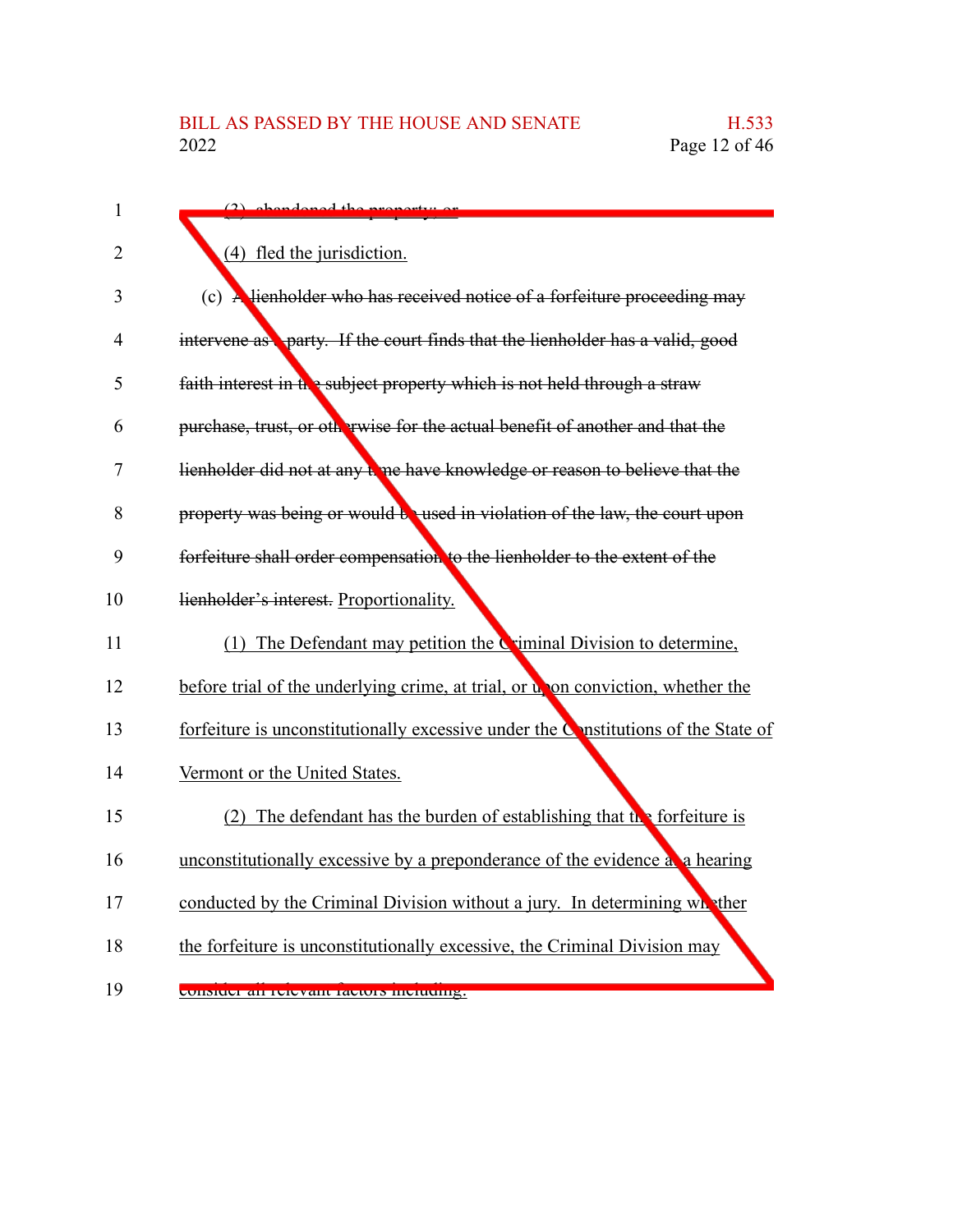~~(3) abandoned the property; or~~

(4) fled the jurisdiction.

(c) ~~A lienholder who has received notice of a forfeiture proceeding may intervene as a party. If the court finds that the lienholder has a valid, good faith interest in the subject property which is not held through a straw purchase, trust, or otherwise for the actual benefit of another and that the lienholder did not at any time have knowledge or reason to believe that the property was being or would be used in violation of the law, the court upon forfeiture shall order compensation to the lienholder to the extent of the lienholder's interest.~~ Proportionality.

(1) The Defendant may petition the Criminal Division to determine, before trial of the underlying crime, at trial, or upon conviction, whether the forfeiture is unconstitutionally excessive under the Constitutions of the State of Vermont or the United States.

(2) The defendant has the burden of establishing that the forfeiture is unconstitutionally excessive by a preponderance of the evidence at a hearing conducted by the Criminal Division without a jury. In determining whether the forfeiture is unconstitutionally excessive, the Criminal Division may consider all relevant factors including: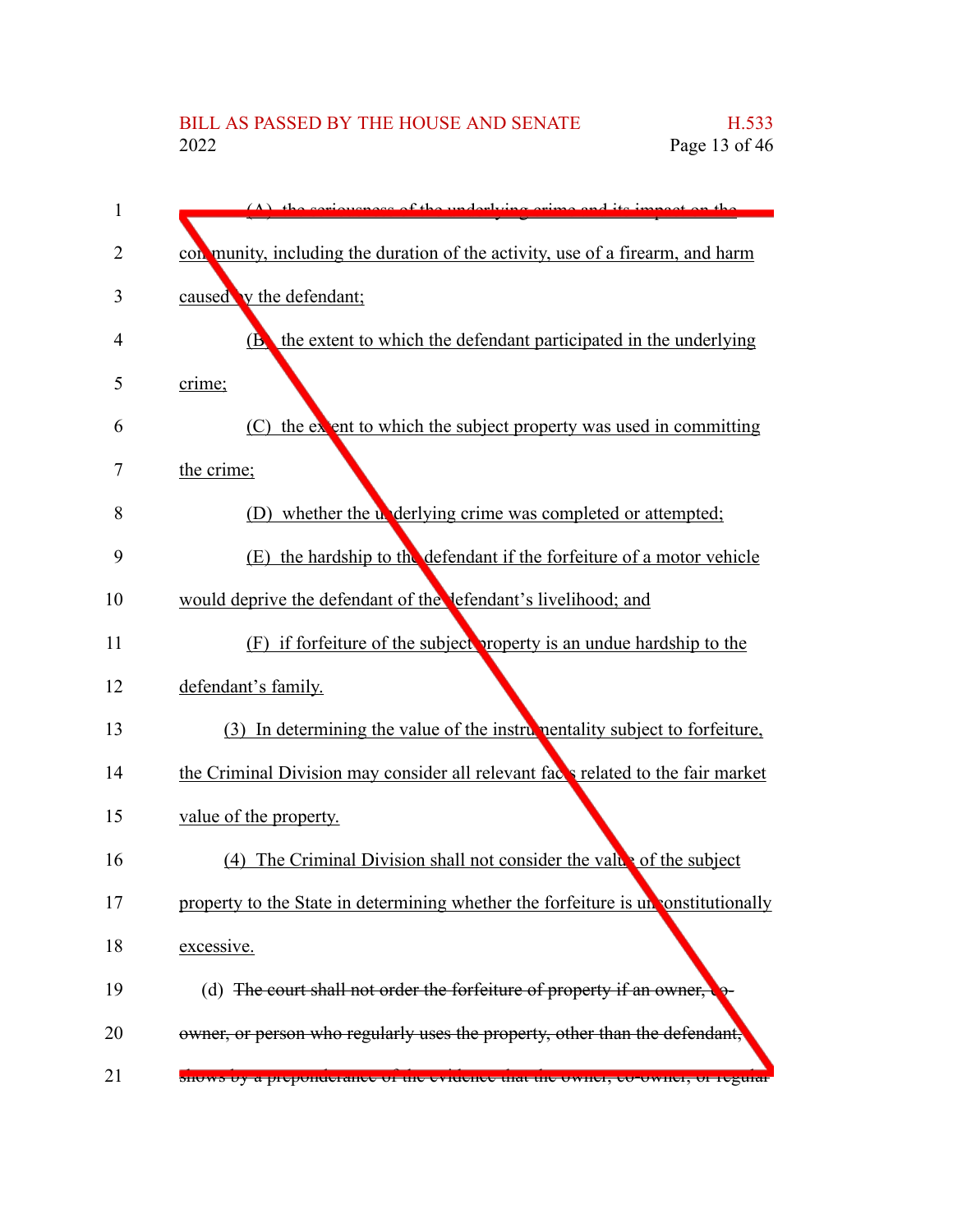(A) the seriousness of the underlying crime and its impact on the community, including the duration of the activity, use of a firearm, and harm caused by the defendant;

(B) the extent to which the defendant participated in the underlying crime;

(C) the extent to which the subject property was used in committing the crime;

(D) whether the underlying crime was completed or attempted;

(E) the hardship to the defendant if the forfeiture of a motor vehicle would deprive the defendant of the defendant's livelihood; and

(F) if forfeiture of the subject property is an undue hardship to the defendant's family.

(3) In determining the value of the instrumentality subject to forfeiture, the Criminal Division may consider all relevant facts related to the fair market value of the property.

(4) The Criminal Division shall not consider the value of the subject property to the State in determining whether the forfeiture is unconstitutionally excessive.

(d) ~~The court shall not order the forfeiture of property if an owner, co-owner, or person who regularly uses the property, other than the defendant, shows by a preponderance of the evidence that the owner, co-owner, or regular~~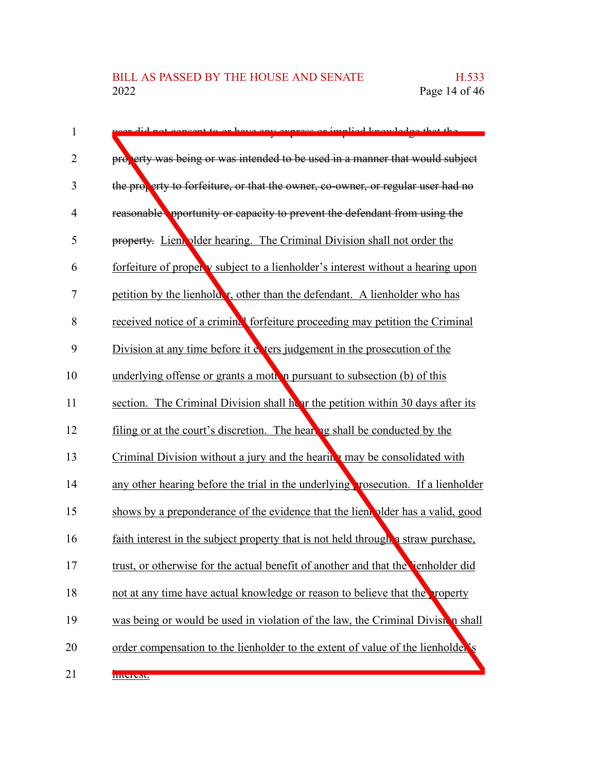user did not consent to or have any express or implied knowledge that the property was being or was intended to be used in a manner that would subject the property to forfeiture, or that the owner, co-owner, or regular user had no reasonable opportunity or capacity to prevent the defendant from using the property. Lienholder hearing. The Criminal Division shall not order the forfeiture of property subject to a lienholder's interest without a hearing upon petition by the lienholder, other than the defendant. A lienholder who has received notice of a criminal forfeiture proceeding may petition the Criminal Division at any time before it enters judgement in the prosecution of the underlying offense or grants a motion pursuant to subsection (b) of this section. The Criminal Division shall hear the petition within 30 days after its filing or at the court's discretion. The hearing shall be conducted by the Criminal Division without a jury and the hearing may be consolidated with any other hearing before the trial in the underlying prosecution. If a lienholder shows by a preponderance of the evidence that the lienholder has a valid, good faith interest in the subject property that is not held through a straw purchase, trust, or otherwise for the actual benefit of another and that the lienholder did not at any time have actual knowledge or reason to believe that the property was being or would be used in violation of the law, the Criminal Division shall order compensation to the lienholder to the extent of value of the lienholder's interest.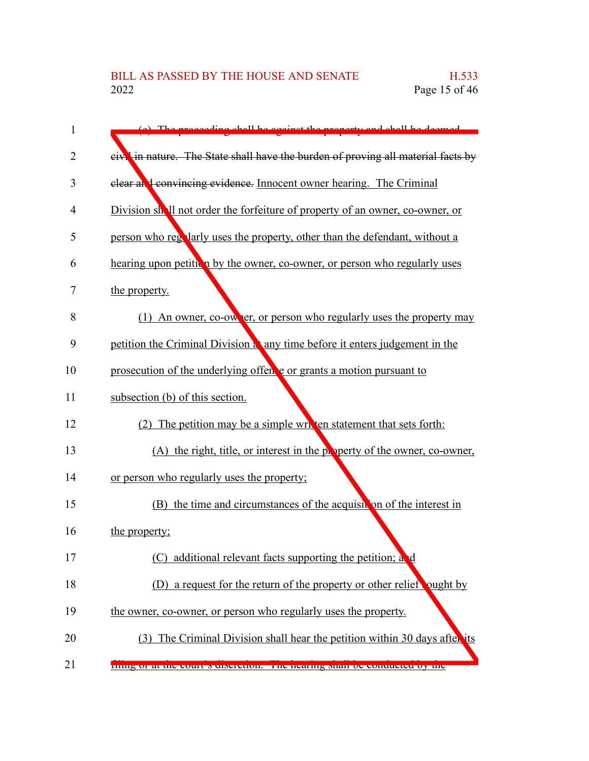~~(c) The proceeding shall be against the property and shall be deemed civil in nature. The State shall have the burden of proving all material facts by clear and convincing evidence.~~ Innocent owner hearing. The Criminal Division shall not order the forfeiture of property of an owner, co-owner, or person who regularly uses the property, other than the defendant, without a hearing upon petition by the owner, co-owner, or person who regularly uses the property.

(1) An owner, co-owner, or person who regularly uses the property may petition the Criminal Division at any time before it enters judgement in the prosecution of the underlying offense or grants a motion pursuant to subsection (b) of this section.

(2) The petition may be a simple written statement that sets forth:

(A) the right, title, or interest in the property of the owner, co-owner, or person who regularly uses the property;

(B) the time and circumstances of the acquisition of the interest in the property;

(C) additional relevant facts supporting the petition; and

(D) a request for the return of the property or other relief sought by the owner, co-owner, or person who regularly uses the property.

(3) The Criminal Division shall hear the petition within 30 days after its filing or at the court's discretion. The hearing shall be conducted by the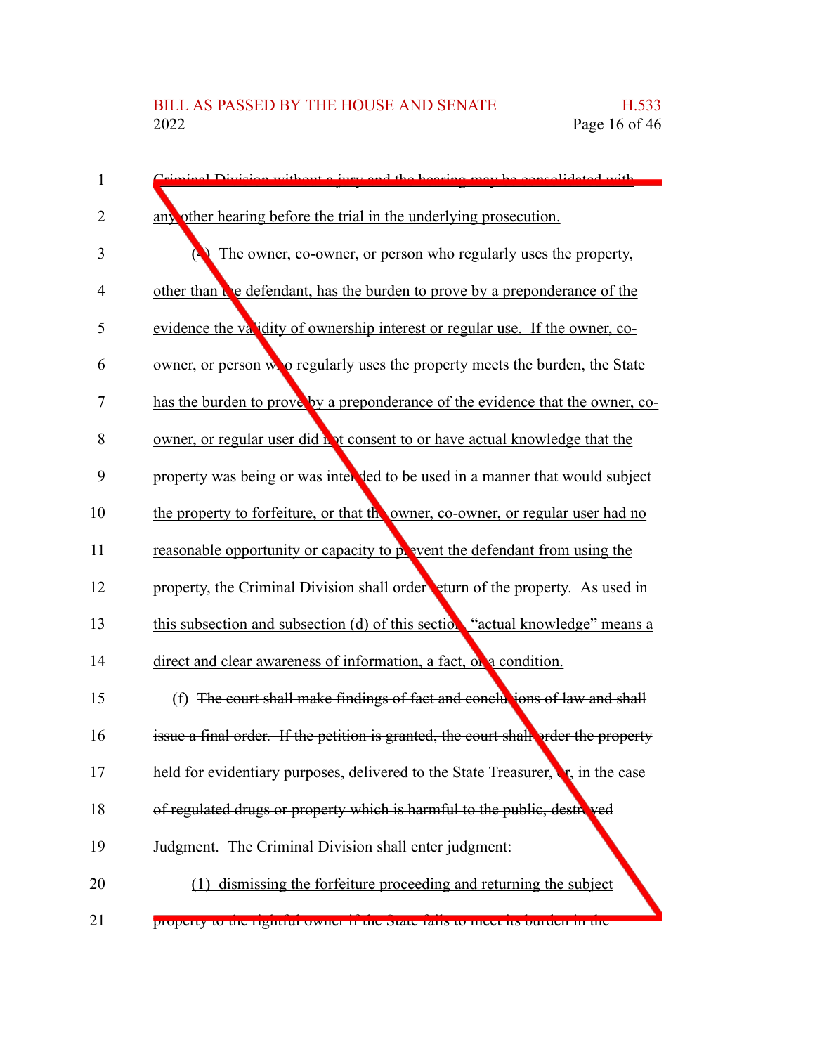Criminal Division without a jury and the hearing may be consolidated with any other hearing before the trial in the underlying prosecution.

(4) The owner, co-owner, or person who regularly uses the property, other than the defendant, has the burden to prove by a preponderance of the evidence the validity of ownership interest or regular use. If the owner, co-owner, or person who regularly uses the property meets the burden, the State has the burden to prove by a preponderance of the evidence that the owner, co-owner, or regular user did not consent to or have actual knowledge that the property was being or was intended to be used in a manner that would subject the property to forfeiture, or that the owner, co-owner, or regular user had no reasonable opportunity or capacity to prevent the defendant from using the property, the Criminal Division shall order return of the property. As used in this subsection and subsection (d) of this section, "actual knowledge" means a direct and clear awareness of information, a fact, or a condition.

(f) ~~The court shall make findings of fact and conclusions of law and shall issue a final order. If the petition is granted, the court shall order the property held for evidentiary purposes, delivered to the State Treasurer, or, in the case of regulated drugs or property which is harmful to the public, destroyed~~ Judgment. The Criminal Division shall enter judgment:

(1) dismissing the forfeiture proceeding and returning the subject property to the rightful owner if the State fails to meet its burden in the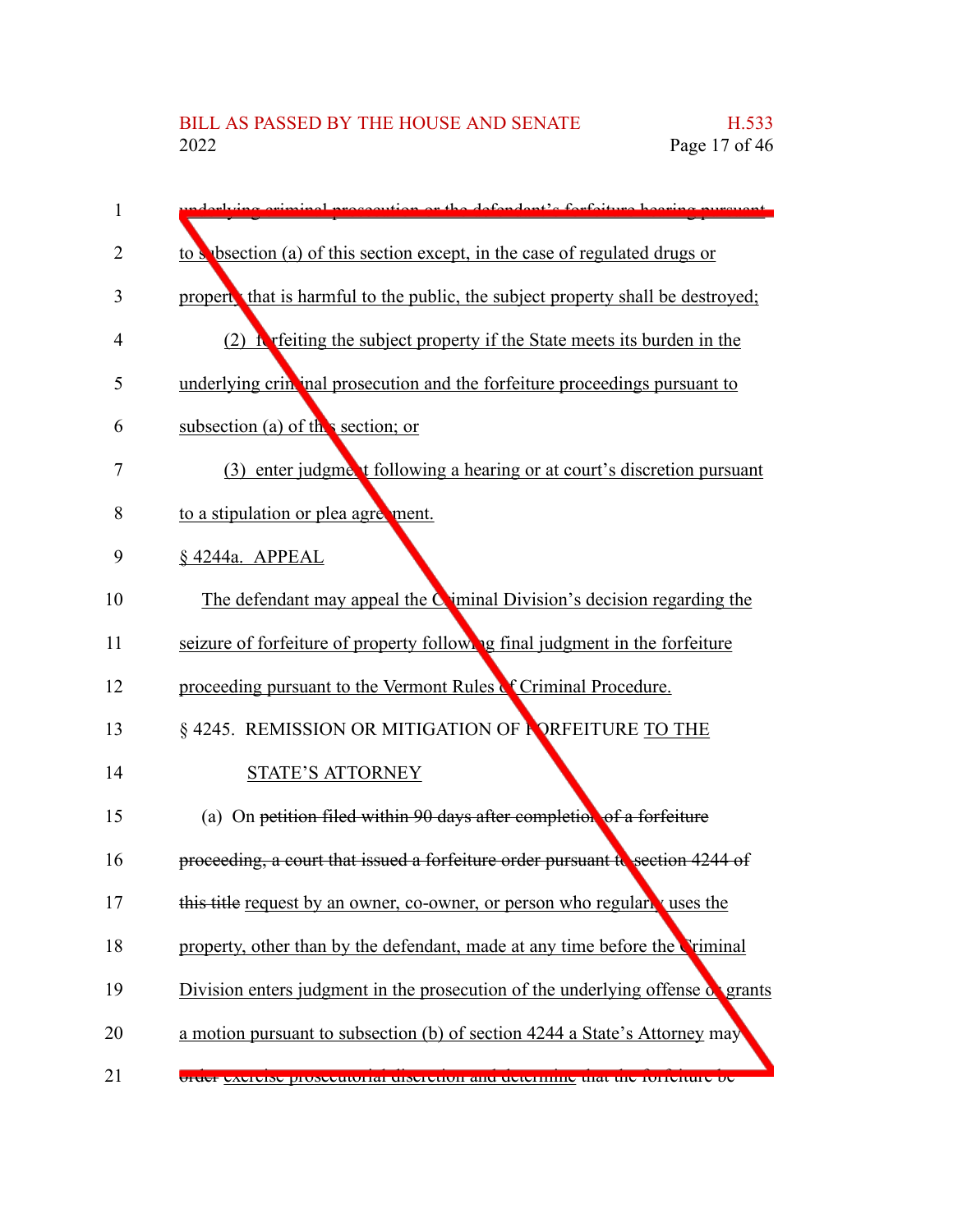underlying criminal prosecution or the defendant's forfeiture hearing pursuant to subsection (a) of this section except, in the case of regulated drugs or property that is harmful to the public, the subject property shall be destroyed;

(2) forfeiting the subject property if the State meets its burden in the underlying criminal prosecution and the forfeiture proceedings pursuant to subsection (a) of this section; or

(3) enter judgment following a hearing or at court's discretion pursuant to a stipulation or plea agreement.

§ 4244a. APPEAL

The defendant may appeal the Criminal Division's decision regarding the seizure of forfeiture of property following final judgment in the forfeiture proceeding pursuant to the Vermont Rules of Criminal Procedure.

§ 4245. REMISSION OR MITIGATION OF FORFEITURE TO THE STATE'S ATTORNEY

(a) On ~~petition filed within 90 days after completion of a forfeiture proceeding, a court that issued a forfeiture order pursuant to section 4244 of this title~~ request by an owner, co-owner, or person who regularly uses the property, other than by the defendant, made at any time before the Criminal Division enters judgment in the prosecution of the underlying offense or grants a motion pursuant to subsection (b) of section 4244 a State's Attorney may ~~order~~ exercise prosecutorial discretion and determine that the forfeiture be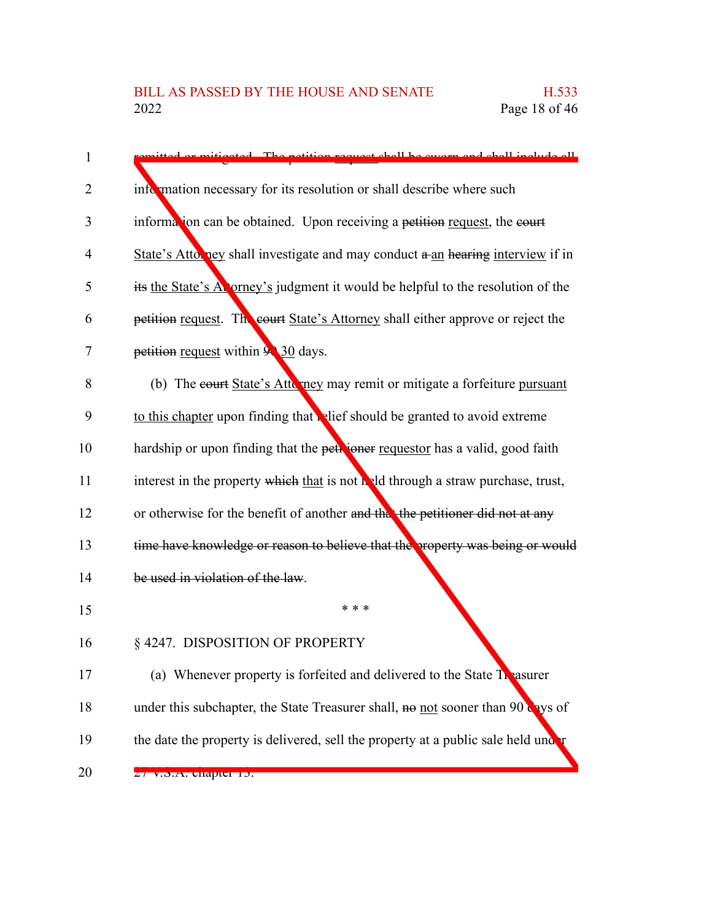remitted or mitigated. The ~~petition~~ request shall be sworn and shall include all information necessary for its resolution or shall describe where such information can be obtained. Upon receiving a ~~petition~~ request, the ~~court~~ State's Attorney shall investigate and may conduct ~~a~~ an ~~hearing~~ interview if in ~~its~~ the State's Attorney's judgment it would be helpful to the resolution of the ~~petition~~ request. The ~~court~~ State's Attorney shall either approve or reject the ~~petition~~ request within ~~90~~ 30 days.

(b) The ~~court~~ State's Attorney may remit or mitigate a forfeiture pursuant to this chapter upon finding that relief should be granted to avoid extreme hardship or upon finding that the ~~petitioner~~ requestor has a valid, good faith interest in the property ~~which~~ that is not held through a straw purchase, trust, or otherwise for the benefit of another ~~and that the petitioner did not at any time have knowledge or reason to believe that the property was being or would be used in violation of the law~~.

\* \* \*

§ 4247. DISPOSITION OF PROPERTY

(a) Whenever property is forfeited and delivered to the State Treasurer under this subchapter, the State Treasurer shall, ~~no~~ not sooner than 90 days of the date the property is delivered, sell the property at a public sale held under 27 V.S.A. chapter 15.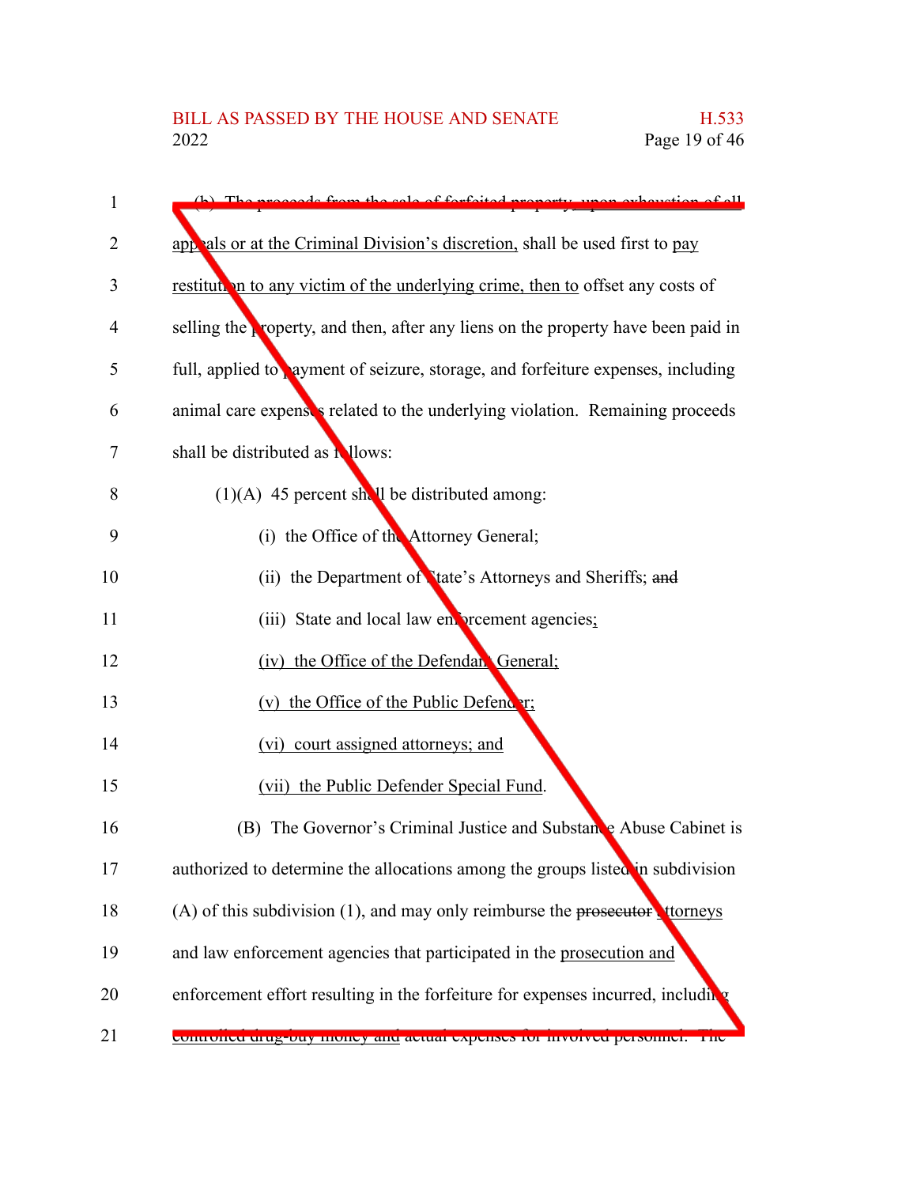(b) The proceeds from the sale of forfeited property, upon exhaustion of all appeals or at the Criminal Division's discretion, shall be used first to pay restitution to any victim of the underlying crime, then to offset any costs of selling the property, and then, after any liens on the property have been paid in full, applied to payment of seizure, storage, and forfeiture expenses, including animal care expenses related to the underlying violation. Remaining proceeds shall be distributed as follows:

(1)(A) 45 percent shall be distributed among:

(i) the Office of the Attorney General;

(ii) the Department of State's Attorneys and Sheriffs; ~~and~~

(iii) State and local law enforcement agencies;

(iv) the Office of the Defender General;

(v) the Office of the Public Defender;

(vi) court assigned attorneys; and

(vii) the Public Defender Special Fund.

(B) The Governor's Criminal Justice and Substance Abuse Cabinet is authorized to determine the allocations among the groups listed in subdivision (A) of this subdivision (1), and may only reimburse the ~~prosecutor~~ attorneys and law enforcement agencies that participated in the prosecution and enforcement effort resulting in the forfeiture for expenses incurred, including controlled drug-buy money and actual expenses for involved personnel. The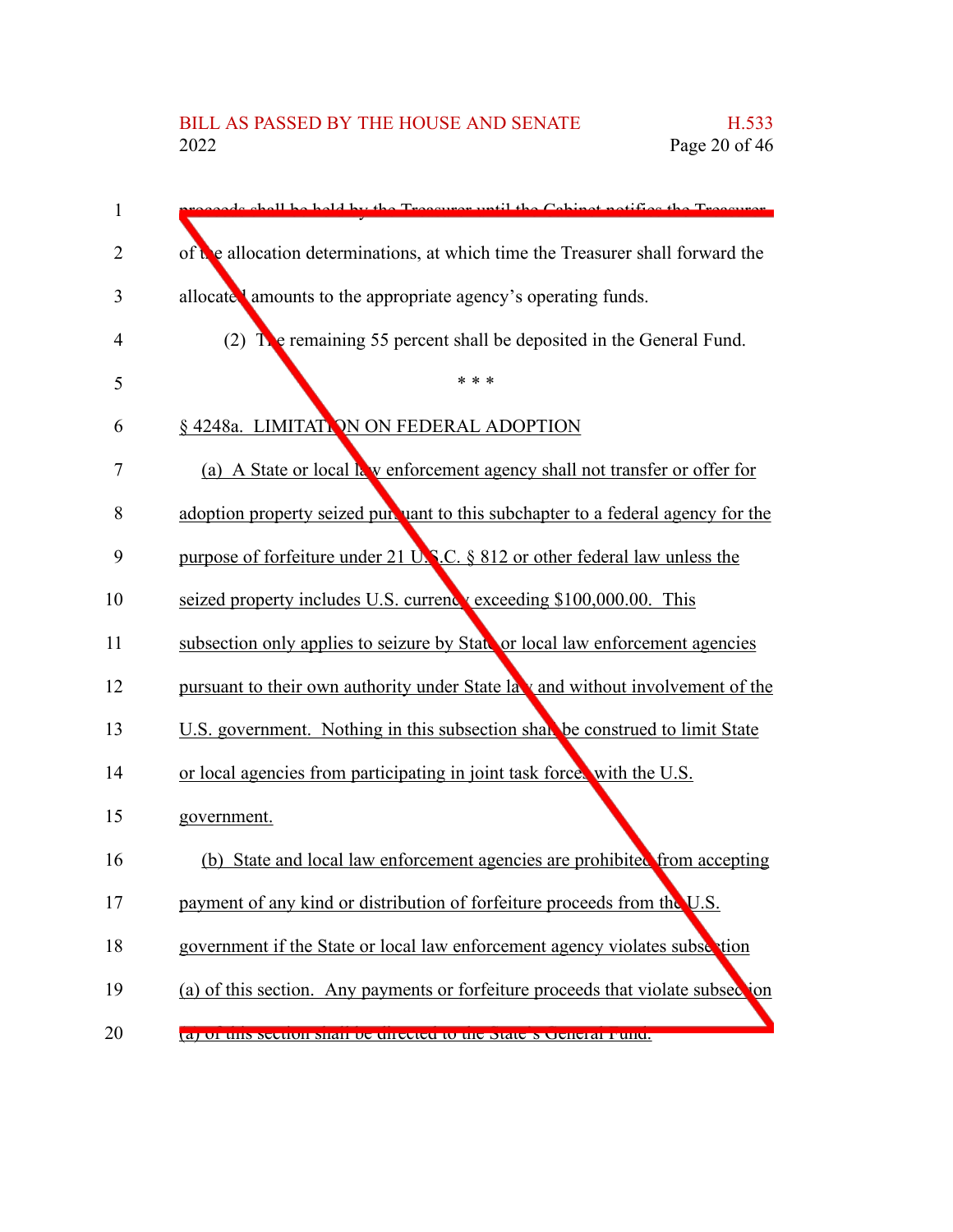proceeds shall be held by the Treasurer until the Cabinet notifies the Treasurer of the allocation determinations, at which time the Treasurer shall forward the allocated amounts to the appropriate agency's operating funds.

(2) The remaining 55 percent shall be deposited in the General Fund.

\* \* \*

§ 4248a. LIMITATION ON FEDERAL ADOPTION

(a) A State or local law enforcement agency shall not transfer or offer for adoption property seized pursuant to this subchapter to a federal agency for the purpose of forfeiture under 21 U.S.C. § 812 or other federal law unless the seized property includes U.S. currency exceeding $100,000.00. This subsection only applies to seizure by State or local law enforcement agencies pursuant to their own authority under State law and without involvement of the U.S. government. Nothing in this subsection shall be construed to limit State or local agencies from participating in joint task forces with the U.S. government.

(b) State and local law enforcement agencies are prohibited from accepting payment of any kind or distribution of forfeiture proceeds from the U.S. government if the State or local law enforcement agency violates subsection (a) of this section. Any payments or forfeiture proceeds that violate subsection (a) of this section shall be directed to the State's General Fund.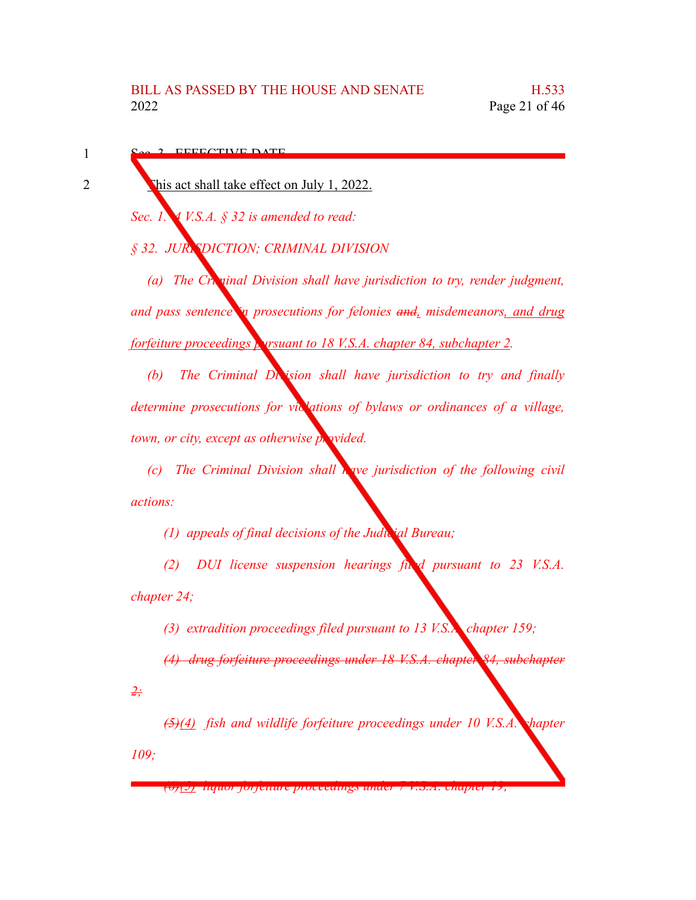1 Sec. 3. EFFECTIVE DATE

2 This act shall take effect on July 1, 2022.

*Sec. 1. 4 V.S.A. § 32 is amended to read:*

*§ 32. JURISDICTION; CRIMINAL DIVISION*

*(a) The Criminal Division shall have jurisdiction to try, render judgment, and pass sentence in prosecutions for felonies ~~and~~, misdemeanors, and drug forfeiture proceedings pursuant to 18 V.S.A. chapter 84, subchapter 2.*

*(b) The Criminal Division shall have jurisdiction to try and finally determine prosecutions for violations of bylaws or ordinances of a village, town, or city, except as otherwise provided.*

*(c) The Criminal Division shall have jurisdiction of the following civil actions:*

*(1) appeals of final decisions of the Judicial Bureau;*

*(2) DUI license suspension hearings filed pursuant to 23 V.S.A. chapter 24;*

*(3) extradition proceedings filed pursuant to 13 V.S.A. chapter 159;*

*~~(4) drug forfeiture proceedings under 18 V.S.A. chapter 84, subchapter 2;~~*

*~~(5)~~(4) fish and wildlife forfeiture proceedings under 10 V.S.A. chapter 109;*

*~~(6)~~(5) liquor forfeiture proceedings under 7 V.S.A. chapter 19;*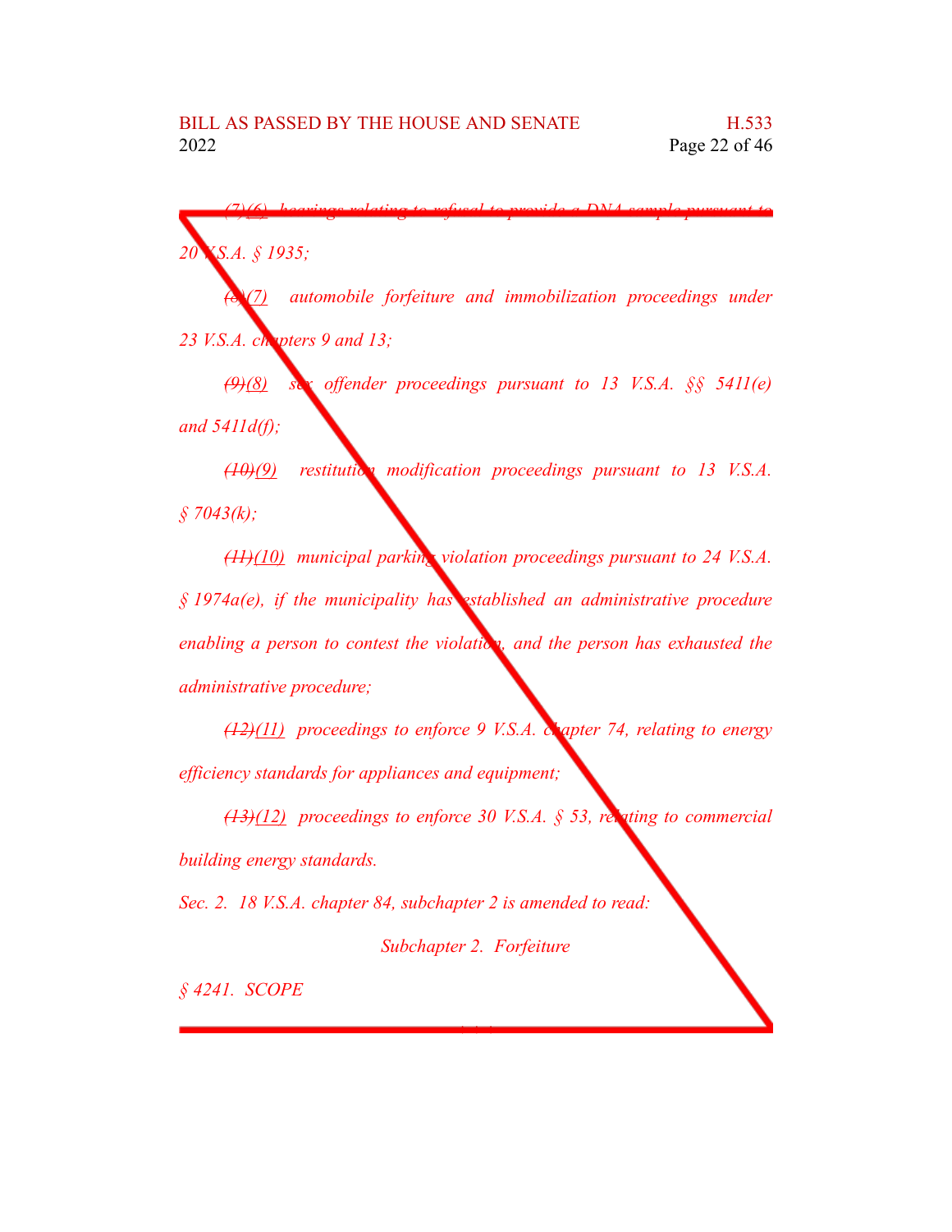*~~(7)~~(6) hearings relating to refusal to provide a DNA sample pursuant to 20 V.S.A. § 1935;*

*~~(8)~~(7) automobile forfeiture and immobilization proceedings under 23 V.S.A. chapters 9 and 13;*

*~~(9)~~(8) sex offender proceedings pursuant to 13 V.S.A. §§ 5411(e) and 5411d(f);*

*~~(10)~~(9) restitution modification proceedings pursuant to 13 V.S.A. § 7043(k);*

*~~(11)~~(10) municipal parking violation proceedings pursuant to 24 V.S.A. § 1974a(e), if the municipality has established an administrative procedure enabling a person to contest the violation, and the person has exhausted the administrative procedure;*

*~~(12)~~(11) proceedings to enforce 9 V.S.A. chapter 74, relating to energy efficiency standards for appliances and equipment;*

*~~(13)~~(12) proceedings to enforce 30 V.S.A. § 53, relating to commercial building energy standards.*

*Sec. 2. 18 V.S.A. chapter 84, subchapter 2 is amended to read:*

*Subchapter 2. Forfeiture*

*§ 4241. SCOPE*

*\* \* \**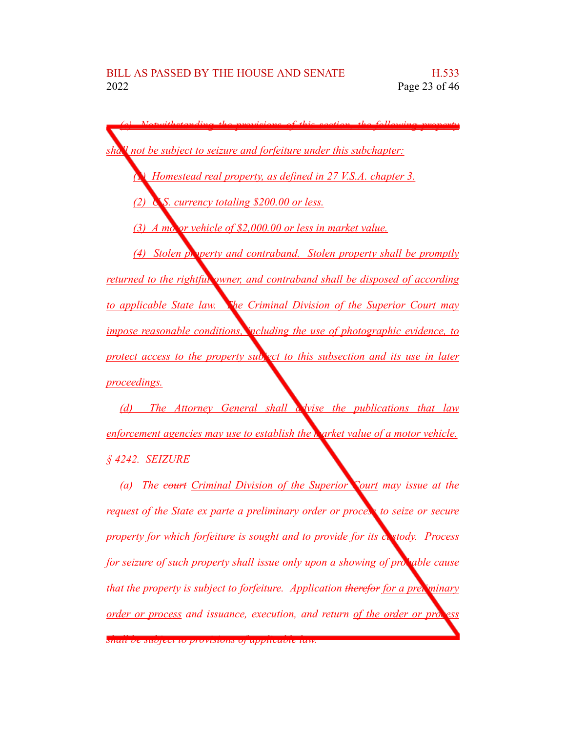(c) Notwithstanding the provisions of this section, the following property shall not be subject to seizure and forfeiture under this subchapter:

(1) Homestead real property, as defined in 27 V.S.A. chapter 3.

(2) U.S. currency totaling $200.00 or less.

(3) A motor vehicle of $2,000.00 or less in market value.

(4) Stolen property and contraband. Stolen property shall be promptly returned to the rightful owner, and contraband shall be disposed of according to applicable State law. The Criminal Division of the Superior Court may impose reasonable conditions, including the use of photographic evidence, to protect access to the property subject to this subsection and its use in later proceedings.

(d) The Attorney General shall advise the publications that law enforcement agencies may use to establish the market value of a motor vehicle.

§ 4242. SEIZURE

(a) The ~~court~~ Criminal Division of the Superior Court may issue at the request of the State ex parte a preliminary order or process to seize or secure property for which forfeiture is sought and to provide for its custody. Process for seizure of such property shall issue only upon a showing of probable cause that the property is subject to forfeiture. Application ~~therefor~~ for a preliminary order or process and issuance, execution, and return of the order or process shall be subject to provisions of applicable law.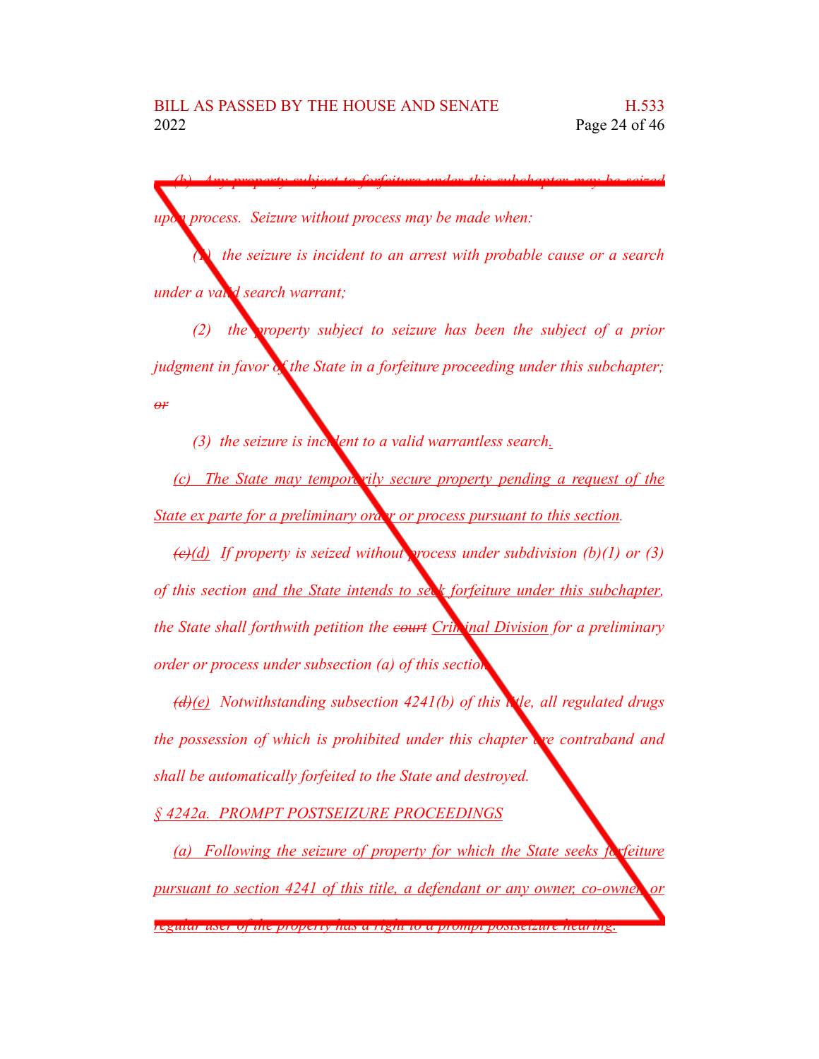(b) Any property subject to forfeiture under this subchapter may be seized upon process. Seizure without process may be made when:

(1) the seizure is incident to an arrest with probable cause or a search under a valid search warrant;

(2) the property subject to seizure has been the subject of a prior judgment in favor of the State in a forfeiture proceeding under this subchapter; ~~or~~

(3) the seizure is incident to a valid warrantless search.

(c) The State may temporarily secure property pending a request of the State ex parte for a preliminary order or process pursuant to this section.

~~(c)~~(d) If property is seized without process under subdivision (b)(1) or (3) of this section and the State intends to seek forfeiture under this subchapter, the State shall forthwith petition the ~~court~~ Criminal Division for a preliminary order or process under subsection (a) of this section.

~~(d)~~(e) Notwithstanding subsection 4241(b) of this title, all regulated drugs the possession of which is prohibited under this chapter are contraband and shall be automatically forfeited to the State and destroyed.

§ 4242a. PROMPT POSTSEIZURE PROCEEDINGS

(a) Following the seizure of property for which the State seeks forfeiture pursuant to section 4241 of this title, a defendant or any owner, co-owner, or regular user of the property has a right to a prompt postseizure hearing.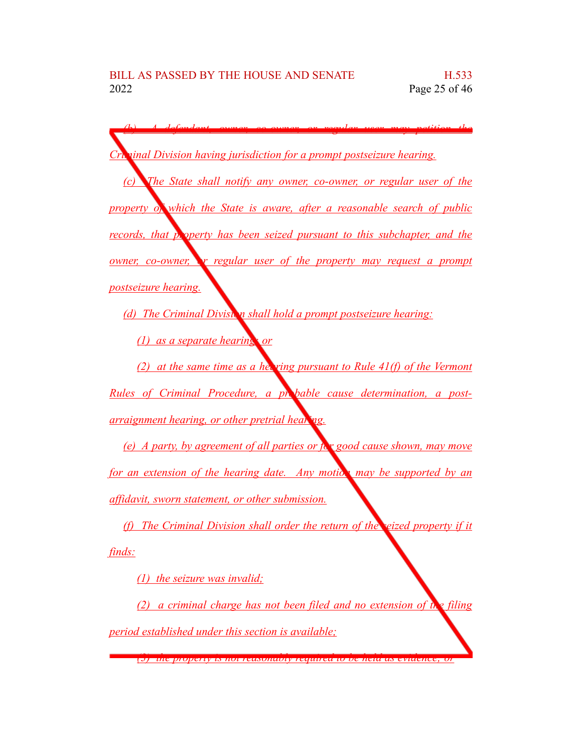(b) A defendant, owner, co-owner, or regular user may petition the Criminal Division having jurisdiction for a prompt postseizure hearing.

(c) The State shall notify any owner, co-owner, or regular user of the property of which the State is aware, after a reasonable search of public records, that property has been seized pursuant to this subchapter, and the owner, co-owner, or regular user of the property may request a prompt postseizure hearing.

(d) The Criminal Division shall hold a prompt postseizure hearing:

(1) as a separate hearing; or

(2) at the same time as a hearing pursuant to Rule 41(f) of the Vermont Rules of Criminal Procedure, a probable cause determination, a post-arraignment hearing, or other pretrial hearing.

(e) A party, by agreement of all parties or for good cause shown, may move for an extension of the hearing date. Any motion may be supported by an affidavit, sworn statement, or other submission.

(f) The Criminal Division shall order the return of the seized property if it finds:

(1) the seizure was invalid;

(2) a criminal charge has not been filed and no extension of the filing period established under this section is available;

(3) the property is not reasonably required to be held as evidence; or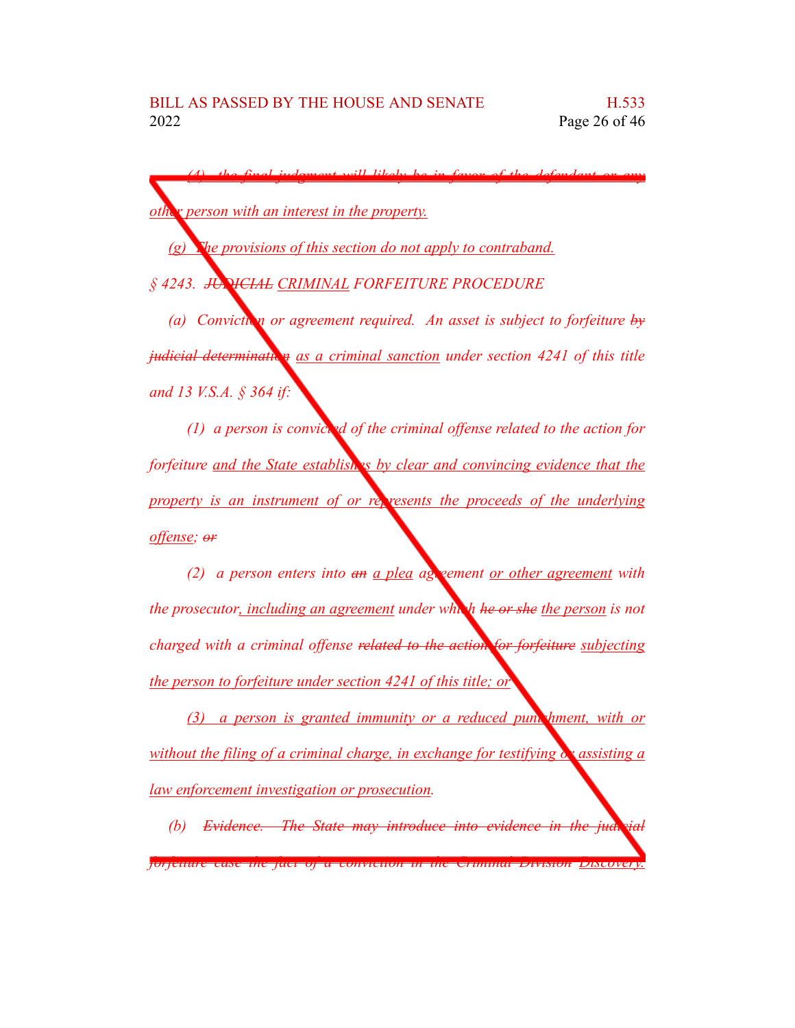*(4) the final judgment will likely be in favor of the defendant or any other person with an interest in the property.*

*(g) The provisions of this section do not apply to contraband.*

*§ 4243. ~~JUDICIAL~~ CRIMINAL FORFEITURE PROCEDURE*

*(a) Conviction or agreement required. An asset is subject to forfeiture ~~by judicial determination~~ as a criminal sanction under section 4241 of this title and 13 V.S.A. § 364 if:*

*(1) a person is convicted of the criminal offense related to the action for forfeiture and the State establishes by clear and convincing evidence that the property is an instrument of or represents the proceeds of the underlying offense; ~~or~~*

*(2) a person enters into ~~an~~ a plea agreement or other agreement with the prosecutor, including an agreement under which ~~he or she~~ the person is not charged with a criminal offense ~~related to the action for forfeiture~~ subjecting the person to forfeiture under section 4241 of this title; or*

*(3) a person is granted immunity or a reduced punishment, with or without the filing of a criminal charge, in exchange for testifying or assisting a law enforcement investigation or prosecution.*

*(b) ~~Evidence. The State may introduce into evidence in the judicial forfeiture case the fact of a conviction in the Criminal Division~~ Discovery.*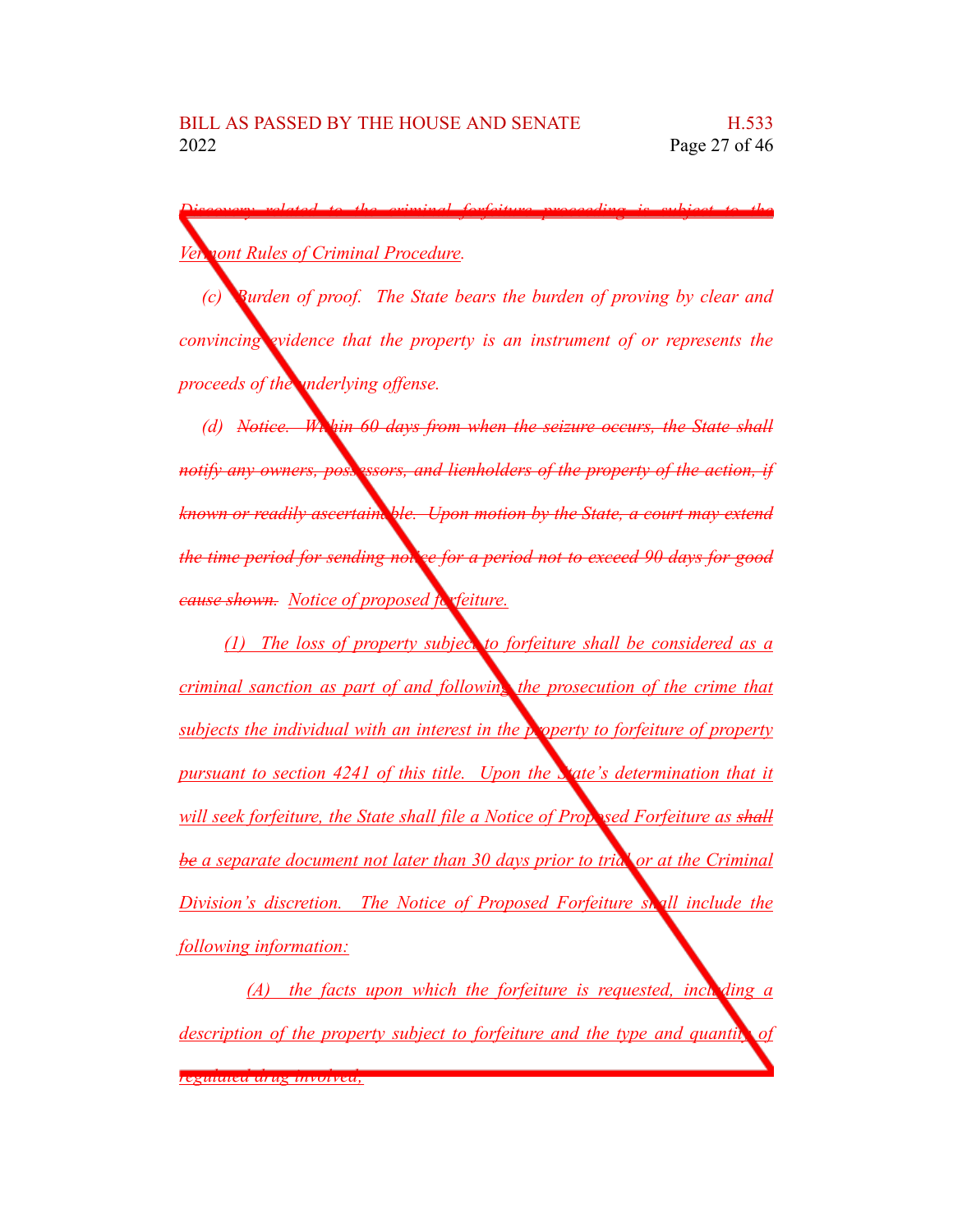~~Discovery related to the criminal forfeiture proceeding is subject to the~~ Vermont Rules of Criminal Procedure.

(c) Burden of proof. The State bears the burden of proving by clear and convincing evidence that the property is an instrument of or represents the proceeds of the underlying offense.

(d) ~~Notice. Within 60 days from when the seizure occurs, the State shall notify any owners, possessors, and lienholders of the property of the action, if known or readily ascertainable. Upon motion by the State, a court may extend the time period for sending notice for a period not to exceed 90 days for good cause shown.~~ Notice of proposed forfeiture.

(1) The loss of property subject to forfeiture shall be considered as a criminal sanction as part of and following the prosecution of the crime that subjects the individual with an interest in the property to forfeiture of property pursuant to section 4241 of this title. Upon the State's determination that it will seek forfeiture, the State shall file a Notice of Proposed Forfeiture as ~~shall be~~ a separate document not later than 30 days prior to trial or at the Criminal Division's discretion. The Notice of Proposed Forfeiture shall include the following information:

(A) the facts upon which the forfeiture is requested, including a description of the property subject to forfeiture and the type and quantity of regulated drug involved;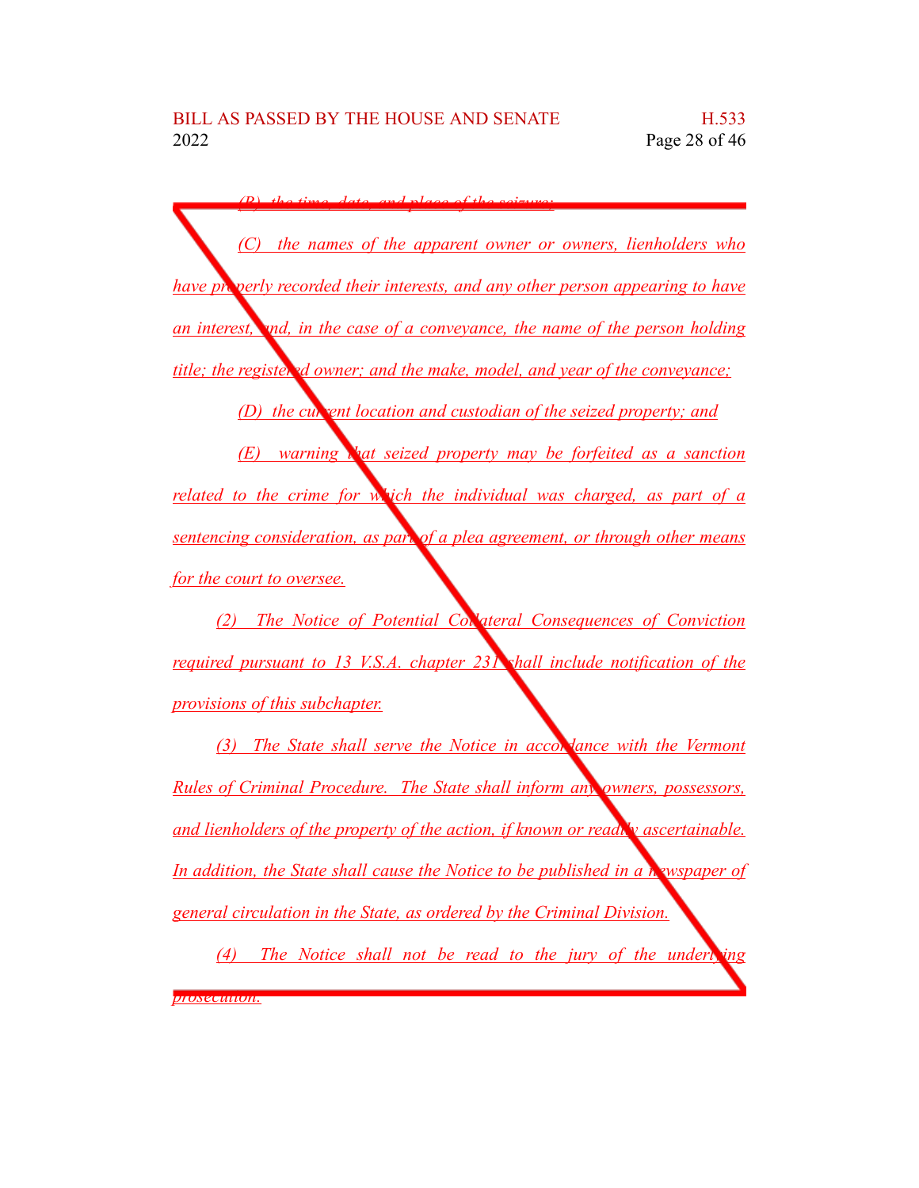*(B) the time, date, and place of the seizure;*

*(C) the names of the apparent owner or owners, lienholders who have properly recorded their interests, and any other person appearing to have an interest, and, in the case of a conveyance, the name of the person holding title; the registered owner; and the make, model, and year of the conveyance;*

*(D) the current location and custodian of the seized property; and*

*(E) warning that seized property may be forfeited as a sanction related to the crime for which the individual was charged, as part of a sentencing consideration, as part of a plea agreement, or through other means for the court to oversee.*

*(2) The Notice of Potential Collateral Consequences of Conviction required pursuant to 13 V.S.A. chapter 231 shall include notification of the provisions of this subchapter.*

*(3) The State shall serve the Notice in accordance with the Vermont Rules of Criminal Procedure. The State shall inform any owners, possessors, and lienholders of the property of the action, if known or readily ascertainable. In addition, the State shall cause the Notice to be published in a newspaper of general circulation in the State, as ordered by the Criminal Division.*

*(4) The Notice shall not be read to the jury of the underlying prosecution.*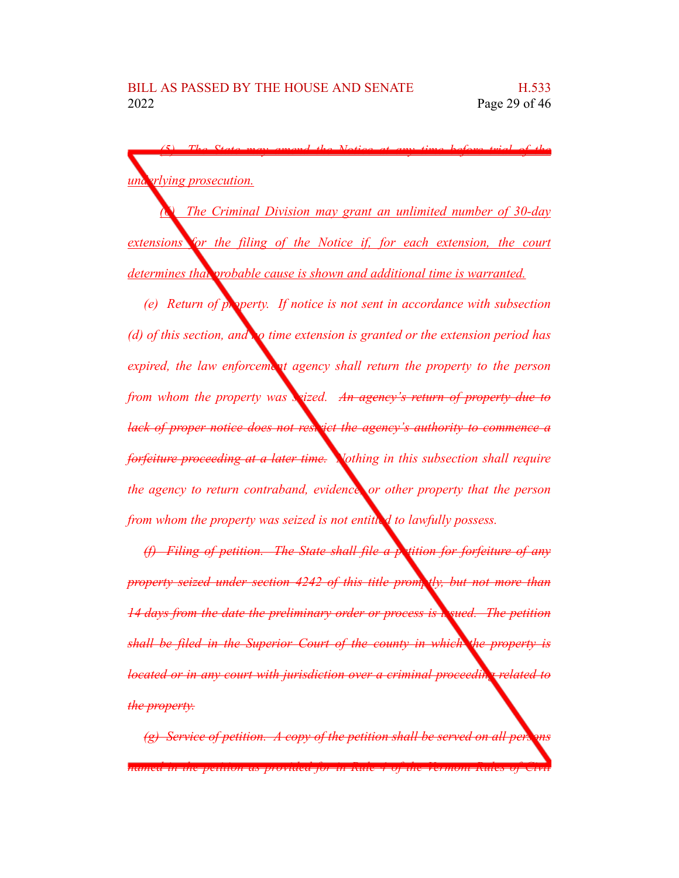(5) The State may amend the Notice at any time before trial of the underlying prosecution.

(6) The Criminal Division may grant an unlimited number of 30-day extensions for the filing of the Notice if, for each extension, the court determines that probable cause is shown and additional time is warranted.

*(e) Return of property.* If notice is not sent in accordance with subsection (d) of this section, and no time extension is granted or the extension period has expired, the law enforcement agency shall return the property to the person from whom the property was seized. ~~An agency's return of property due to lack of proper notice does not restrict the agency's authority to commence a forfeiture proceeding at a later time.~~ Nothing in this subsection shall require the agency to return contraband, evidence, or other property that the person from whom the property was seized is not entitled to lawfully possess.

~~(f) Filing of petition. The State shall file a petition for forfeiture of any property seized under section 4242 of this title promptly, but not more than 14 days from the date the preliminary order or process is issued. The petition shall be filed in the Superior Court of the county in which the property is located or in any court with jurisdiction over a criminal proceeding related to the property.~~

~~(g) Service of petition. A copy of the petition shall be served on all persons named in the petition as provided for in Rule 4 of the Vermont Rules of Civil~~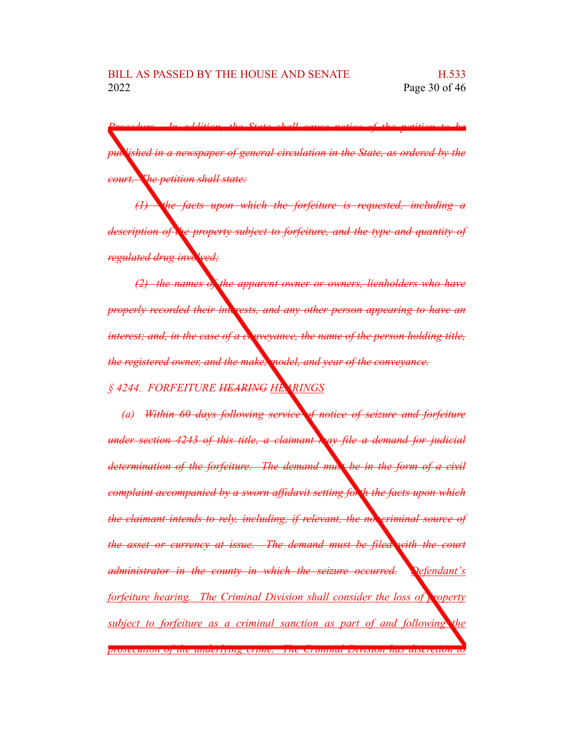~~*Procedure. In addition, the State shall cause notice of the petition to be published in a newspaper of general circulation in the State, as ordered by the court. The petition shall state:*~~

~~*(1) the facts upon which the forfeiture is requested, including a description of the property subject to forfeiture, and the type and quantity of regulated drug involved;*~~

~~*(2) the names of the apparent owner or owners, lienholders who have properly recorded their interests, and any other person appearing to have an interest; and, in the case of a conveyance, the name of the person holding title, the registered owner, and the make, model, and year of the conveyance.*~~

*§ 4244. FORFEITURE ~~HEARING~~ <u>HEARINGS</u>*

*(a) ~~Within 60 days following service of notice of seizure and forfeiture under section 4243 of this title, a claimant may file a demand for judicial determination of the forfeiture. The demand must be in the form of a civil complaint accompanied by a sworn affidavit setting forth the facts upon which the claimant intends to rely, including, if relevant, the noncriminal source of the asset or currency at issue. The demand must be filed with the court administrator in the county in which the seizure occurred.~~ <u>Defendant's forfeiture hearing. The Criminal Division shall consider the loss of property subject to forfeiture as a criminal sanction as part of and following the prosecution of the underlying crime. The Criminal Division has discretion to</u>*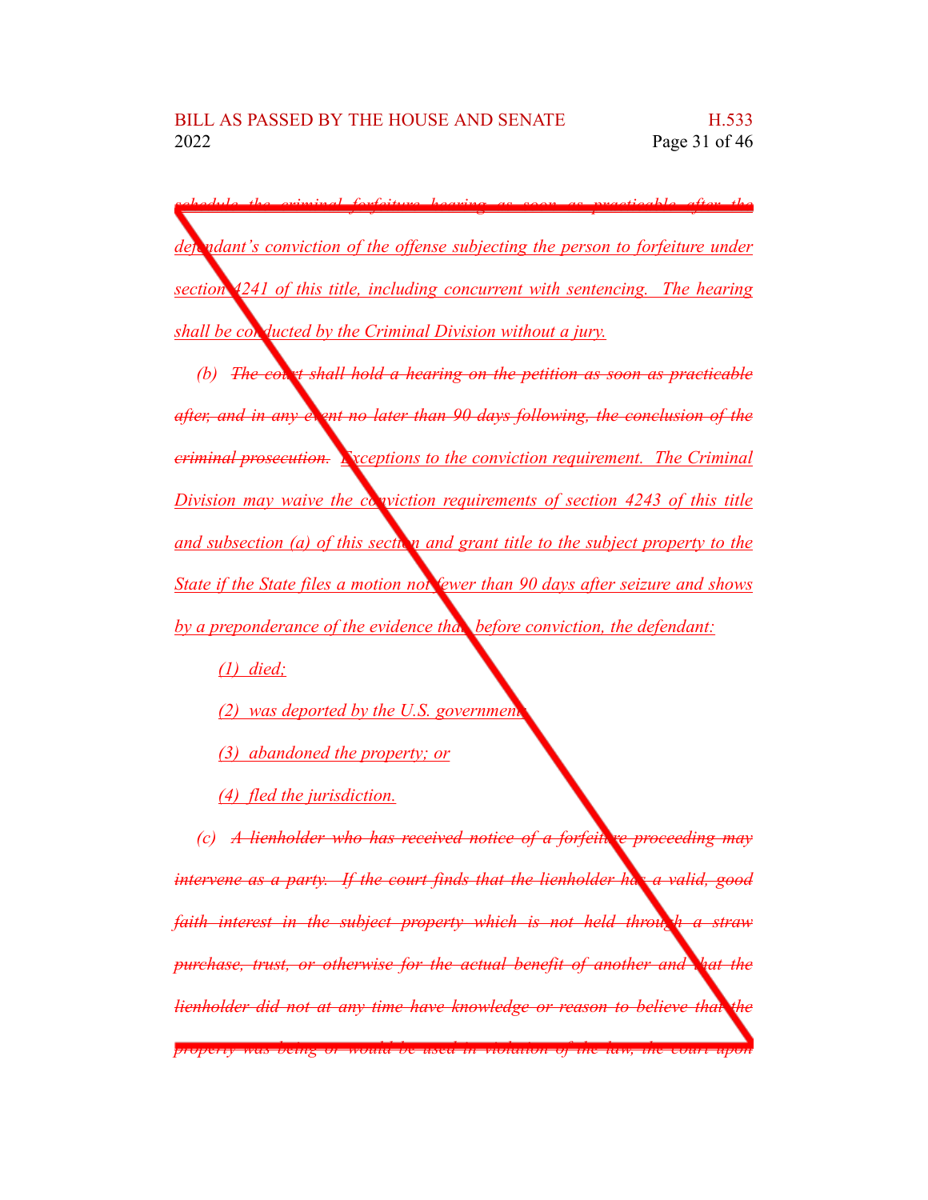schedule the criminal forfeiture hearing as soon as practicable after the defendant's conviction of the offense subjecting the person to forfeiture under section 4241 of this title, including concurrent with sentencing. The hearing shall be conducted by the Criminal Division without a jury.

(b) ~~The court shall hold a hearing on the petition as soon as practicable after, and in any event no later than 90 days following, the conclusion of the criminal prosecution.~~ Exceptions to the conviction requirement. The Criminal Division may waive the conviction requirements of section 4243 of this title and subsection (a) of this section and grant title to the subject property to the State if the State files a motion not fewer than 90 days after seizure and shows by a preponderance of the evidence that, before conviction, the defendant:

(1) died;

(2) was deported by the U.S. government;

(3) abandoned the property; or

(4) fled the jurisdiction.

(c) ~~A lienholder who has received notice of a forfeiture proceeding may intervene as a party. If the court finds that the lienholder has a valid, good faith interest in the subject property which is not held through a straw purchase, trust, or otherwise for the actual benefit of another and that the lienholder did not at any time have knowledge or reason to believe that the property was being or would be used in violation of the law, the court upon~~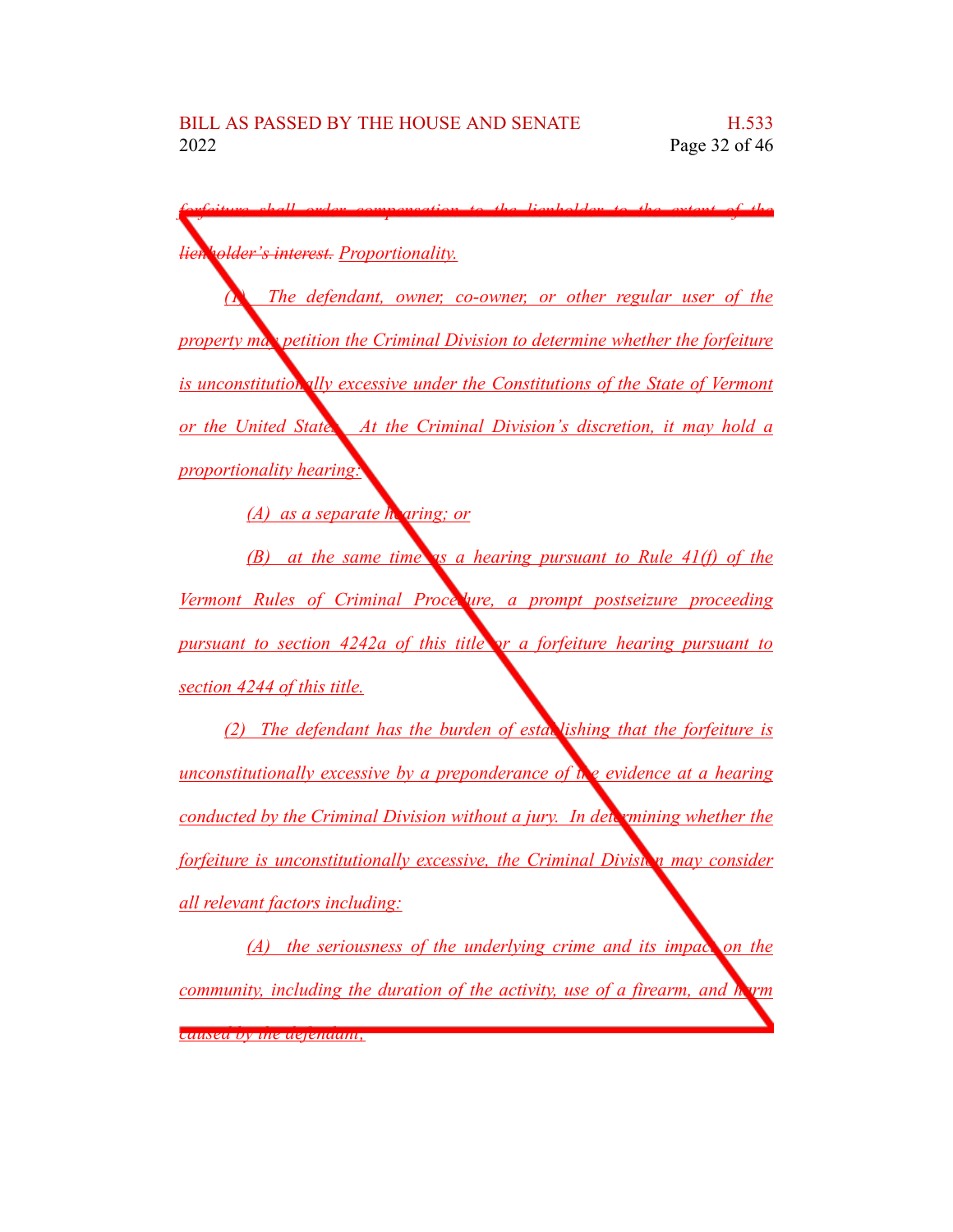~~forfeiture shall order compensation to the lienholder to the extent of the lienholder's interest.~~ _Proportionality._

_(1) The defendant, owner, co-owner, or other regular user of the property may petition the Criminal Division to determine whether the forfeiture is unconstitutionally excessive under the Constitutions of the State of Vermont or the United States. At the Criminal Division's discretion, it may hold a proportionality hearing:_

_(A) as a separate hearing; or_

_(B) at the same time as a hearing pursuant to Rule 41(f) of the Vermont Rules of Criminal Procedure, a prompt postseizure proceeding pursuant to section 4242a of this title, or a forfeiture hearing pursuant to section 4244 of this title._

_(2) The defendant has the burden of establishing that the forfeiture is unconstitutionally excessive by a preponderance of the evidence at a hearing conducted by the Criminal Division without a jury. In determining whether the forfeiture is unconstitutionally excessive, the Criminal Division may consider all relevant factors including:_

_(A) the seriousness of the underlying crime and its impact on the community, including the duration of the activity, use of a firearm, and harm caused by the defendant;_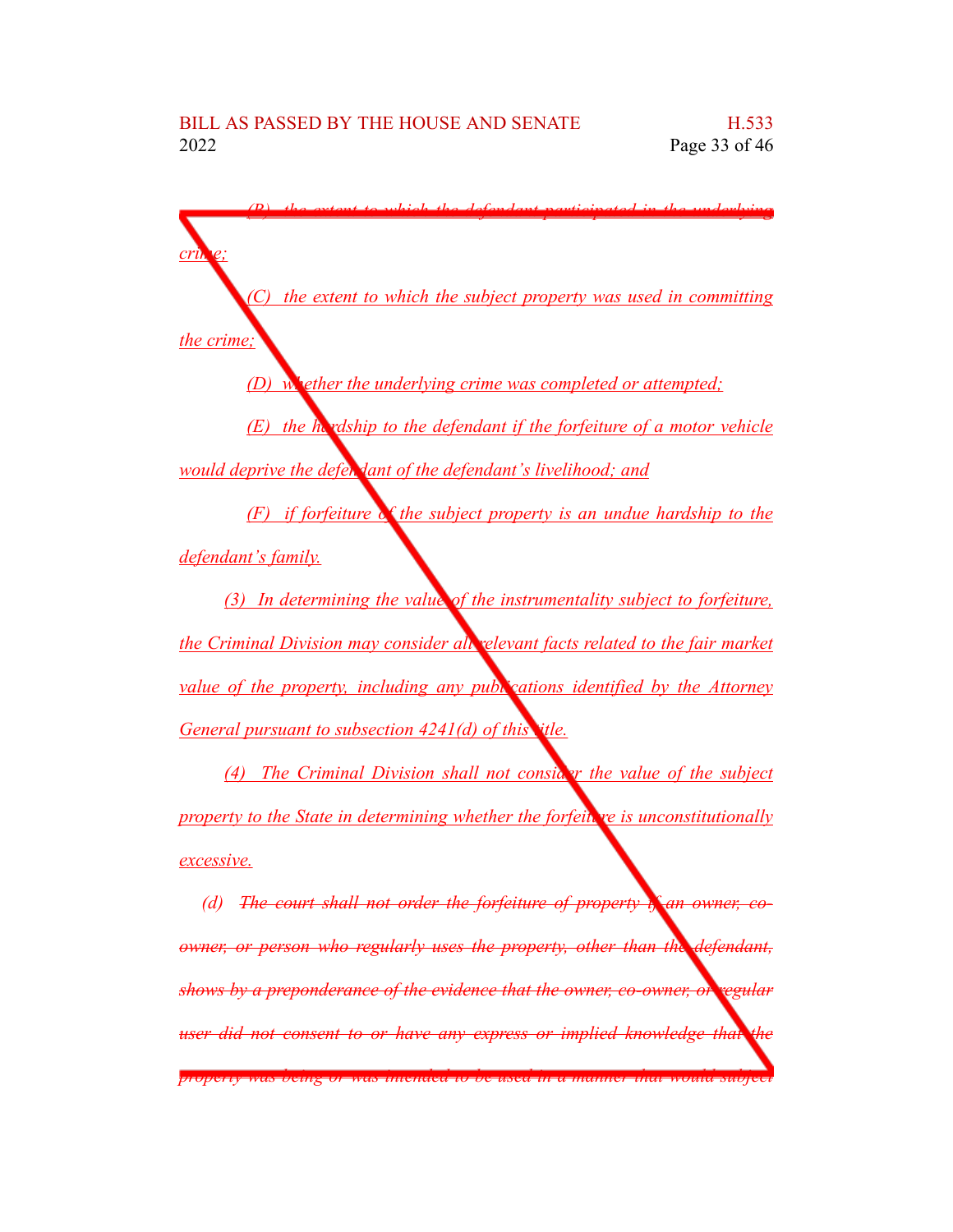(B) the extent to which the defendant participated in the underlying crime;

(C) the extent to which the subject property was used in committing the crime;

(D) whether the underlying crime was completed or attempted;

(E) the hardship to the defendant if the forfeiture of a motor vehicle would deprive the defendant of the defendant's livelihood; and

(F) if forfeiture of the subject property is an undue hardship to the defendant's family.

(3) In determining the value of the instrumentality subject to forfeiture, the Criminal Division may consider all relevant facts related to the fair market value of the property, including any publications identified by the Attorney General pursuant to subsection 4241(d) of this title.

(4) The Criminal Division shall not consider the value of the subject property to the State in determining whether the forfeiture is unconstitutionally excessive.

(d) The court shall not order the forfeiture of property if an owner, co-owner, or person who regularly uses the property, other than the defendant, shows by a preponderance of the evidence that the owner, co-owner, or regular user did not consent to or have any express or implied knowledge that the property was being or was intended to be used in a manner that would subject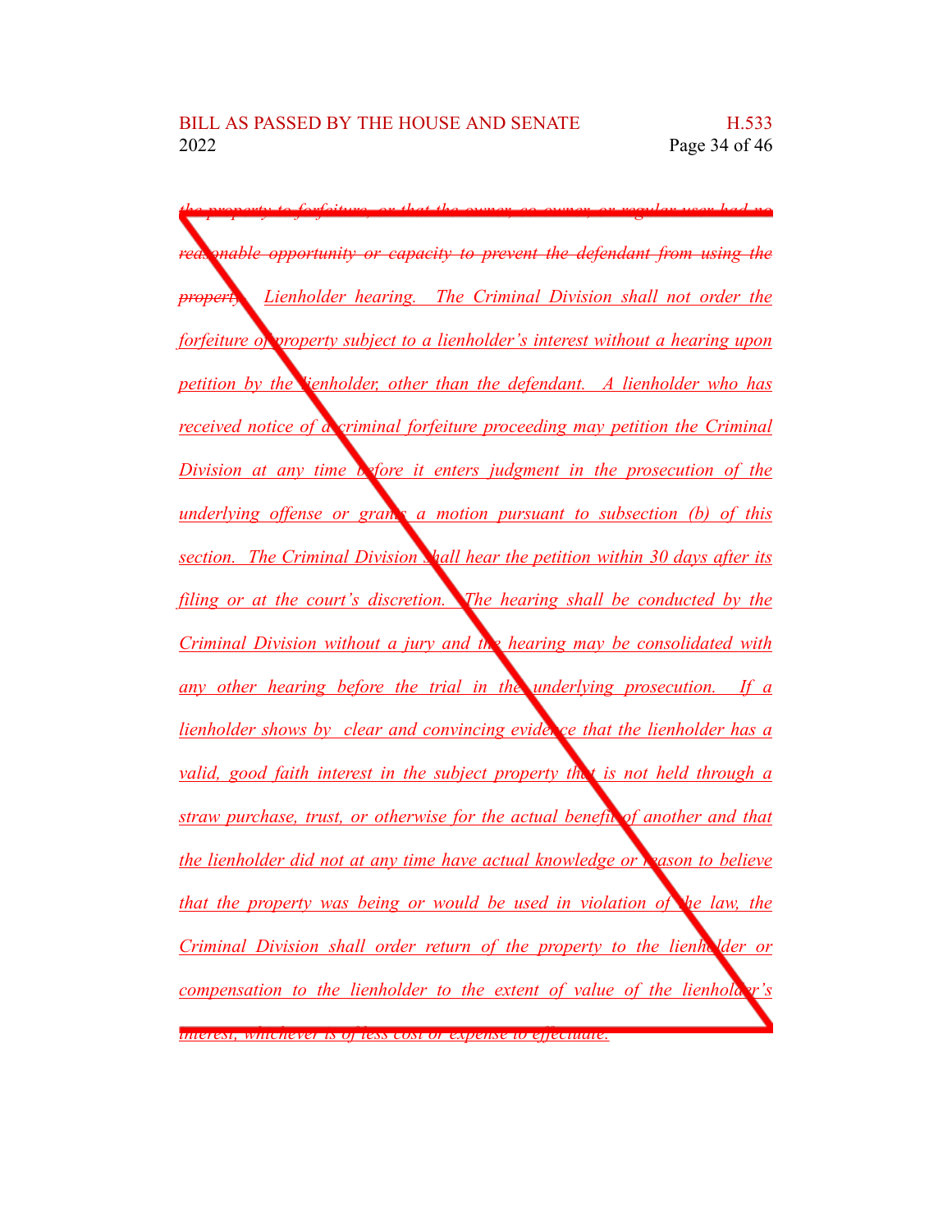~~*the property to forfeiture, or that the owner, co-owner, or regular user had no reasonable opportunity or capacity to prevent the defendant from using the property.*~~ *Lienholder hearing. The Criminal Division shall not order the forfeiture of property subject to a lienholder's interest without a hearing upon petition by the lienholder, other than the defendant. A lienholder who has received notice of a criminal forfeiture proceeding may petition the Criminal Division at any time before it enters judgment in the prosecution of the underlying offense or grants a motion pursuant to subsection (b) of this section. The Criminal Division shall hear the petition within 30 days after its filing or at the court's discretion. The hearing shall be conducted by the Criminal Division without a jury and the hearing may be consolidated with any other hearing before the trial in the underlying prosecution. If a lienholder shows by clear and convincing evidence that the lienholder has a valid, good faith interest in the subject property that is not held through a straw purchase, trust, or otherwise for the actual benefit of another and that the lienholder did not at any time have actual knowledge or reason to believe that the property was being or would be used in violation of the law, the Criminal Division shall order return of the property to the lienholder or compensation to the lienholder to the extent of value of the lienholder's interest, whichever is of less cost or expense to effectuate.*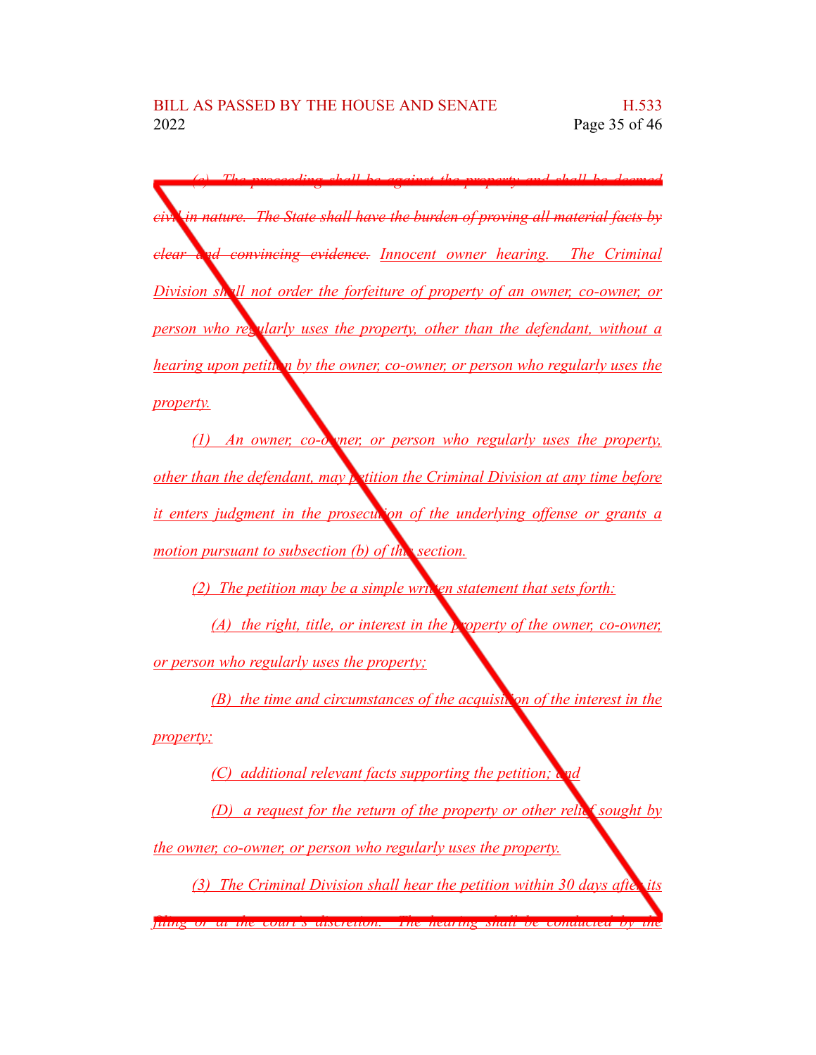~~(c) The proceeding shall be against the property and shall be deemed civil in nature. The State shall have the burden of proving all material facts by clear and convincing evidence.~~ Innocent owner hearing. The Criminal Division shall not order the forfeiture of property of an owner, co-owner, or person who regularly uses the property, other than the defendant, without a hearing upon petition by the owner, co-owner, or person who regularly uses the property.

(1) An owner, co-owner, or person who regularly uses the property, other than the defendant, may petition the Criminal Division at any time before it enters judgment in the prosecution of the underlying offense or grants a motion pursuant to subsection (b) of this section.

(2) The petition may be a simple written statement that sets forth:

(A) the right, title, or interest in the property of the owner, co-owner, or person who regularly uses the property;

(B) the time and circumstances of the acquisition of the interest in the property;

(C) additional relevant facts supporting the petition; and

(D) a request for the return of the property or other relief sought by the owner, co-owner, or person who regularly uses the property.

(3) The Criminal Division shall hear the petition within 30 days after its filing or at the court's discretion. The hearing shall be conducted by the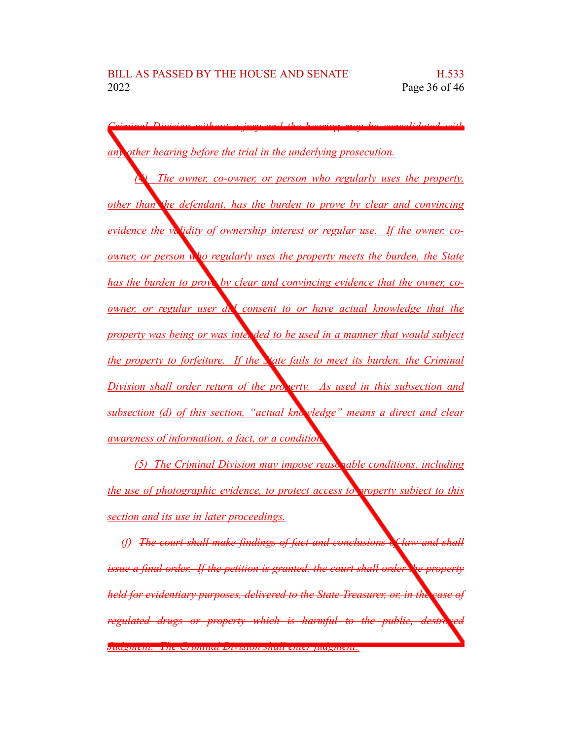*Criminal Division without a jury and the hearing may be consolidated with any other hearing before the trial in the underlying prosecution.*

*(4) The owner, co-owner, or person who regularly uses the property, other than the defendant, has the burden to prove by clear and convincing evidence the validity of ownership interest or regular use. If the owner, co-owner, or person who regularly uses the property meets the burden, the State has the burden to prove by clear and convincing evidence that the owner, co-owner, or regular user did consent to or have actual knowledge that the property was being or was intended to be used in a manner that would subject the property to forfeiture. If the State fails to meet its burden, the Criminal Division shall order return of the property. As used in this subsection and subsection (d) of this section, "actual knowledge" means a direct and clear awareness of information, a fact, or a condition.*

*(5) The Criminal Division may impose reasonable conditions, including the use of photographic evidence, to protect access to property subject to this section and its use in later proceedings.*

*(f) ~~The court shall make findings of fact and conclusions of law and shall issue a final order. If the petition is granted, the court shall order the property held for evidentiary purposes, delivered to the State Treasurer, or, in the case of regulated drugs or property which is harmful to the public, destroyed~~ Judgment. The Criminal Division shall enter judgment.*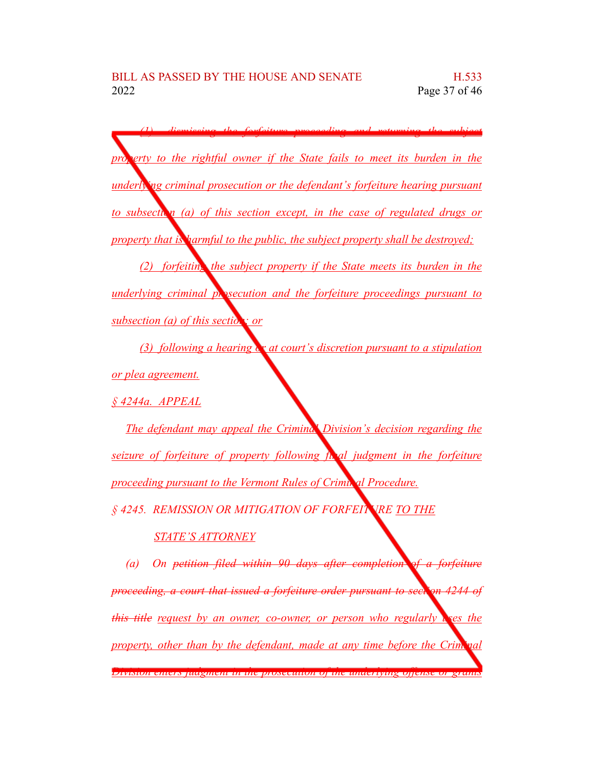(1) dismissing the forfeiture proceeding and returning the subject property to the rightful owner if the State fails to meet its burden in the underlying criminal prosecution or the defendant's forfeiture hearing pursuant to subsection (a) of this section except, in the case of regulated drugs or property that is harmful to the public, the subject property shall be destroyed;

(2) forfeiting the subject property if the State meets its burden in the underlying criminal prosecution and the forfeiture proceedings pursuant to subsection (a) of this section; or

(3) following a hearing or at court's discretion pursuant to a stipulation or plea agreement.

§ 4244a. APPEAL

The defendant may appeal the Criminal Division's decision regarding the seizure of forfeiture of property following final judgment in the forfeiture proceeding pursuant to the Vermont Rules of Criminal Procedure.

§ 4245. REMISSION OR MITIGATION OF FORFEITURE TO THE STATE'S ATTORNEY

(a) On petition filed within 90 days after completion of a forfeiture proceeding, a court that issued a forfeiture order pursuant to section 4244 of this title request by an owner, co-owner, or person who regularly uses the property, other than by the defendant, made at any time before the Criminal Division enters judgment in the prosecution of the underlying offense or grants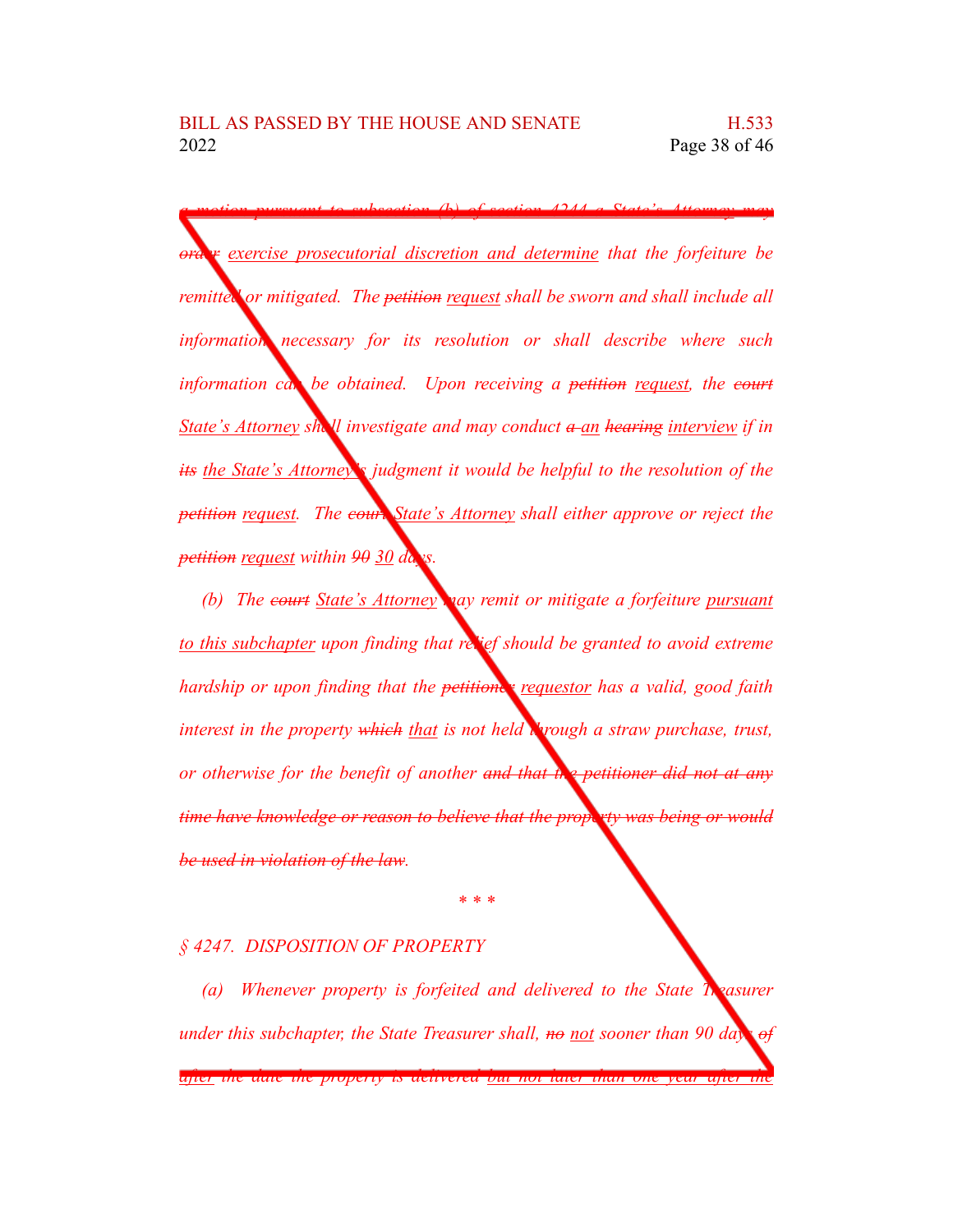*a motion pursuant to subsection (b) of section 4244 a State's Attorney may ~~order~~ exercise prosecutorial discretion and determine that the forfeiture be remitted or mitigated. The ~~petition~~ request shall be sworn and shall include all information necessary for its resolution or shall describe where such information can be obtained. Upon receiving a ~~petition~~ request, the ~~court~~ State's Attorney shall investigate and may conduct ~~a~~ an ~~hearing~~ interview if in ~~its~~ the State's Attorney's judgment it would be helpful to the resolution of the ~~petition~~ request. The ~~court~~ State's Attorney shall either approve or reject the ~~petition~~ request within ~~90~~ 30 days.*

*(b) The ~~court~~ State's Attorney may remit or mitigate a forfeiture pursuant to this subchapter upon finding that relief should be granted to avoid extreme hardship or upon finding that the ~~petitioner~~ requestor has a valid, good faith interest in the property ~~which~~ that is not held through a straw purchase, trust, or otherwise for the benefit of another ~~and that the petitioner did not at any time have knowledge or reason to believe that the property was being or would be used in violation of the law~~.*

\* \* \*

*§ 4247. DISPOSITION OF PROPERTY*

*(a) Whenever property is forfeited and delivered to the State Treasurer under this subchapter, the State Treasurer shall, ~~no~~ not sooner than 90 days ~~of~~ after the date the property is delivered but not later than one year after the*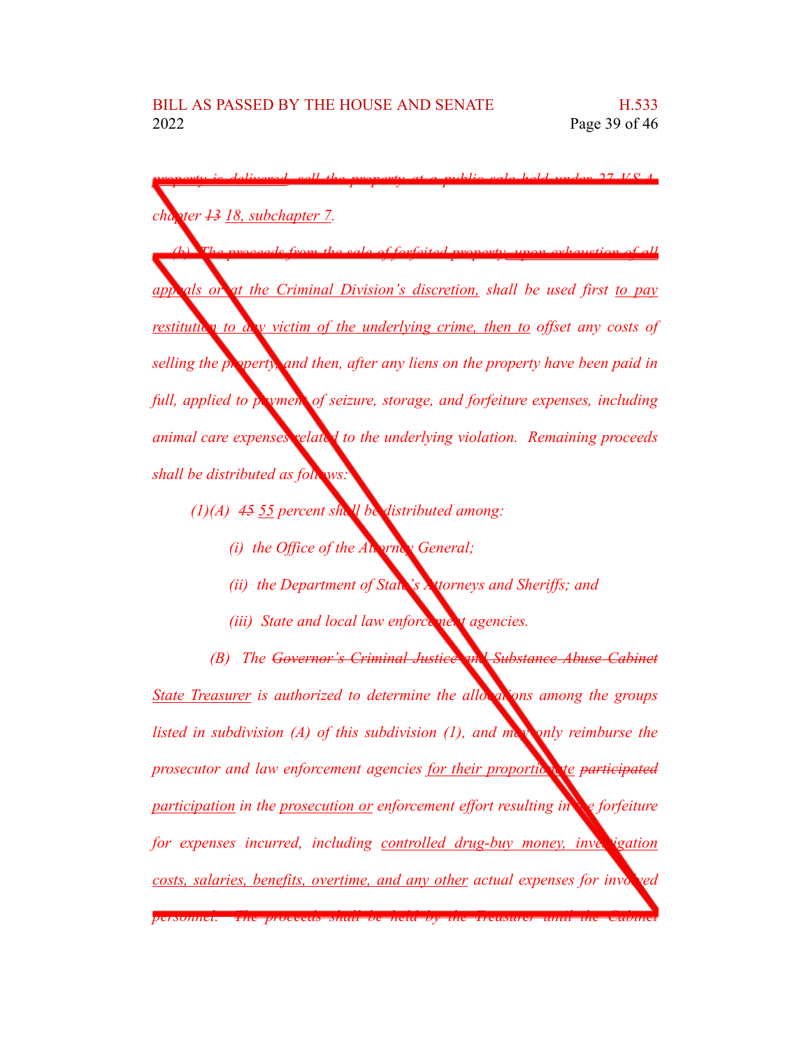*property is delivered, sell the property at a public sale held under 27 V.S.A. chapter ~~13~~ 18, subchapter 7.*

*(b) The proceeds from the sale of forfeited property, upon exhaustion of all appeals or at the Criminal Division's discretion, shall be used first to pay restitution to any victim of the underlying crime, then to offset any costs of selling the property, and then, after any liens on the property have been paid in full, applied to payment of seizure, storage, and forfeiture expenses, including animal care expenses related to the underlying violation. Remaining proceeds shall be distributed as follows:*

*(1)(A) ~~45~~ 55 percent shall be distributed among:*

*(i) the Office of the Attorney General;*

*(ii) the Department of State's Attorneys and Sheriffs; and*

*(iii) State and local law enforcement agencies.*

*(B) The ~~Governor's Criminal Justice and Substance Abuse Cabinet~~ State Treasurer is authorized to determine the allocations among the groups listed in subdivision (A) of this subdivision (1), and may only reimburse the prosecutor and law enforcement agencies for their proportionate ~~participated~~ participation in the prosecution or enforcement effort resulting in the forfeiture for expenses incurred, including controlled drug-buy money, investigation costs, salaries, benefits, overtime, and any other actual expenses for involved personnel. The proceeds shall be held by the Treasurer until the Cabinet*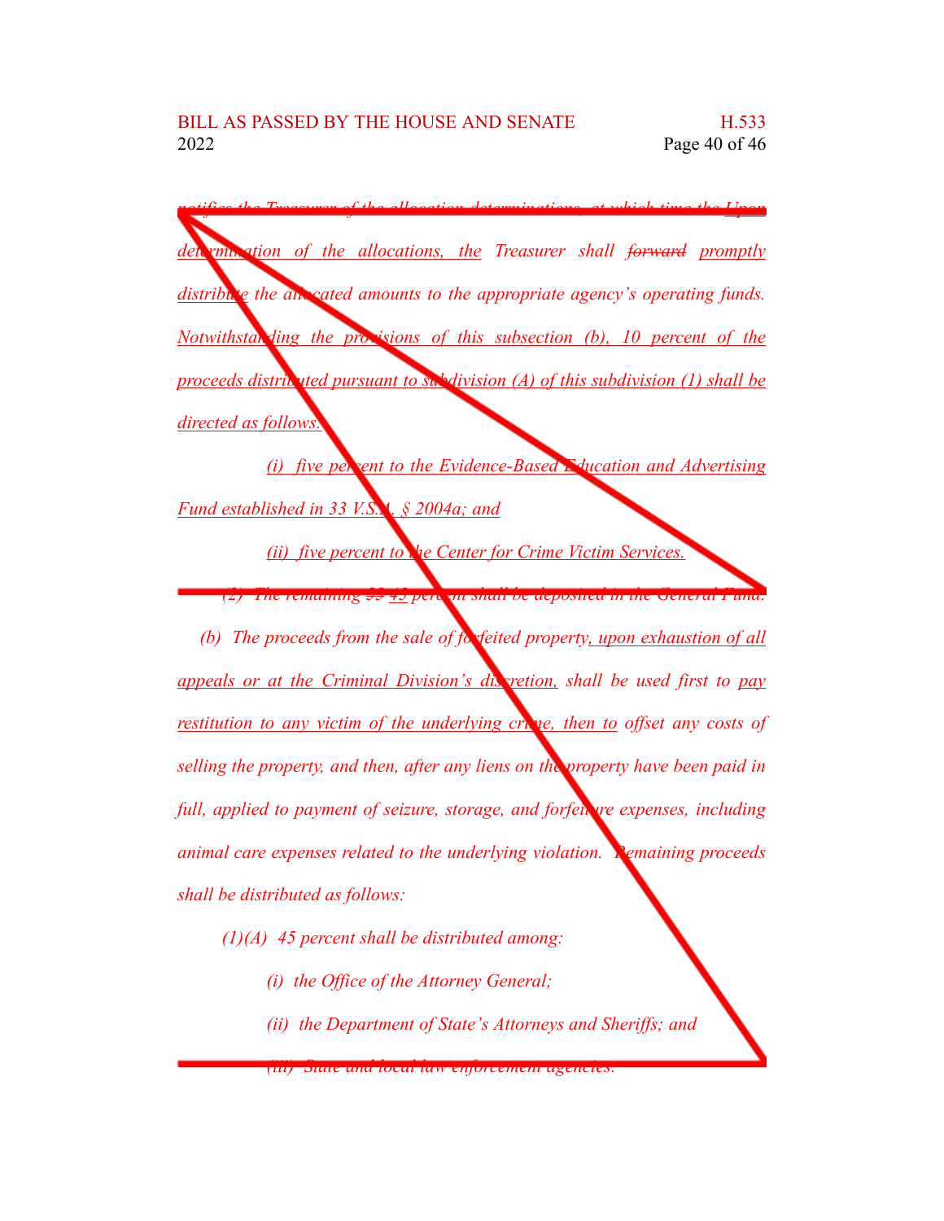notifies the Treasurer of the allocation determinations, at which time the Upon determination of the allocations, the Treasurer shall forward promptly distribute the allocated amounts to the appropriate agency's operating funds. Notwithstanding the provisions of this subsection (b), 10 percent of the proceeds distributed pursuant to subdivision (A) of this subdivision (1) shall be directed as follows:

(i) five percent to the Evidence-Based Education and Advertising Fund established in 33 V.S.A. § 2004a; and

(ii) five percent to the Center for Crime Victim Services.

(2) The remaining 55 45 percent shall be deposited in the General Fund.

(b) The proceeds from the sale of forfeited property, upon exhaustion of all appeals or at the Criminal Division's discretion, shall be used first to pay restitution to any victim of the underlying crime, then to offset any costs of selling the property, and then, after any liens on the property have been paid in full, applied to payment of seizure, storage, and forfeiture expenses, including animal care expenses related to the underlying violation. Remaining proceeds shall be distributed as follows:

(1)(A) 45 percent shall be distributed among:

(i) the Office of the Attorney General;

(ii) the Department of State's Attorneys and Sheriffs; and

(iii) State and local law enforcement agencies.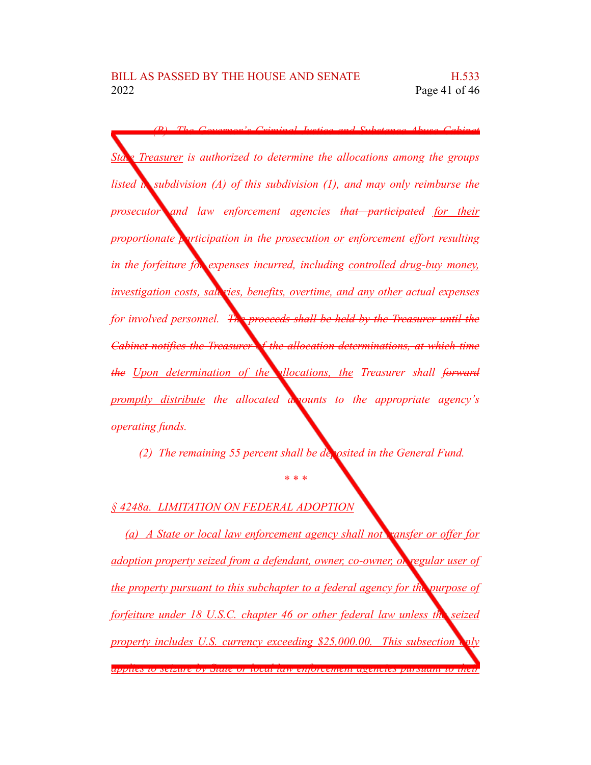*(B) ~~The Governor's Criminal Justice and Substance Abuse Cabinet~~ State Treasurer is authorized to determine the allocations among the groups listed in subdivision (A) of this subdivision (1), and may only reimburse the prosecutor and law enforcement agencies ~~that participated~~ for their proportionate participation in the prosecution or enforcement effort resulting in the forfeiture for expenses incurred, including controlled drug-buy money, investigation costs, salaries, benefits, overtime, and any other actual expenses for involved personnel. ~~The proceeds shall be held by the Treasurer until the Cabinet notifies the Treasurer of the allocation determinations, at which time the~~ Upon determination of the allocations, the Treasurer shall ~~forward~~ promptly distribute the allocated amounts to the appropriate agency's operating funds.*

*(2) The remaining 55 percent shall be deposited in the General Fund.*

*\* \* \**

*§ 4248a. LIMITATION ON FEDERAL ADOPTION*

*(a) A State or local law enforcement agency shall not transfer or offer for adoption property seized from a defendant, owner, co-owner, or regular user of the property pursuant to this subchapter to a federal agency for the purpose of forfeiture under 18 U.S.C. chapter 46 or other federal law unless the seized property includes U.S. currency exceeding $25,000.00. This subsection only applies to seizure by State or local law enforcement agencies pursuant to their*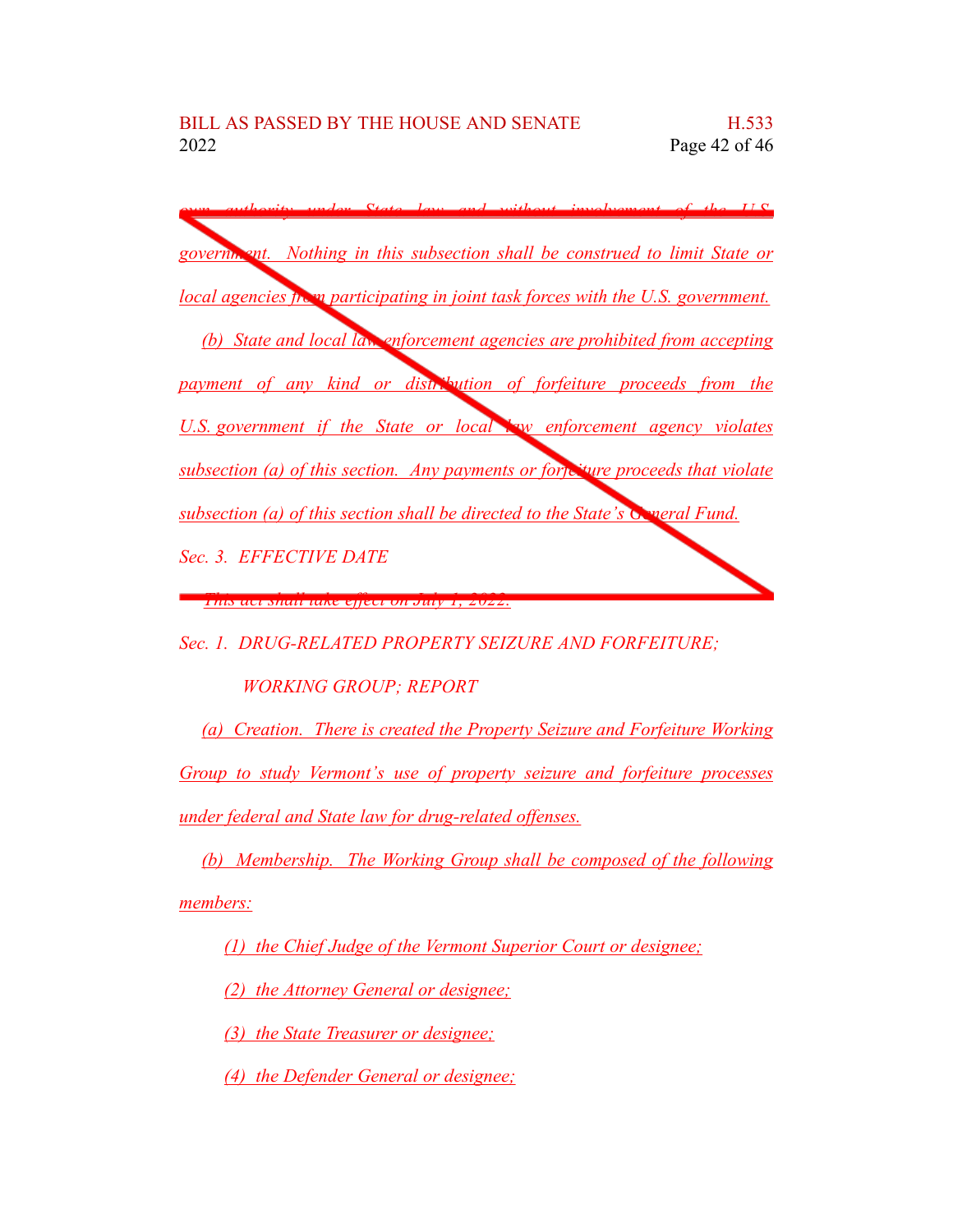*own authority under State law and without involvement of the U.S. government. Nothing in this subsection shall be construed to limit State or local agencies from participating in joint task forces with the U.S. government.*

*(b) State and local law enforcement agencies are prohibited from accepting payment of any kind or distribution of forfeiture proceeds from the U.S. government if the State or local law enforcement agency violates subsection (a) of this section. Any payments or forfeiture proceeds that violate subsection (a) of this section shall be directed to the State's General Fund.*

*Sec. 3. EFFECTIVE DATE*

*This act shall take effect on July 1, 2022.*

*Sec. 1. DRUG-RELATED PROPERTY SEIZURE AND FORFEITURE; WORKING GROUP; REPORT*

*(a) Creation. There is created the Property Seizure and Forfeiture Working Group to study Vermont's use of property seizure and forfeiture processes under federal and State law for drug-related offenses.*

*(b) Membership. The Working Group shall be composed of the following members:*

*(1) the Chief Judge of the Vermont Superior Court or designee;*

*(2) the Attorney General or designee;*

*(3) the State Treasurer or designee;*

*(4) the Defender General or designee;*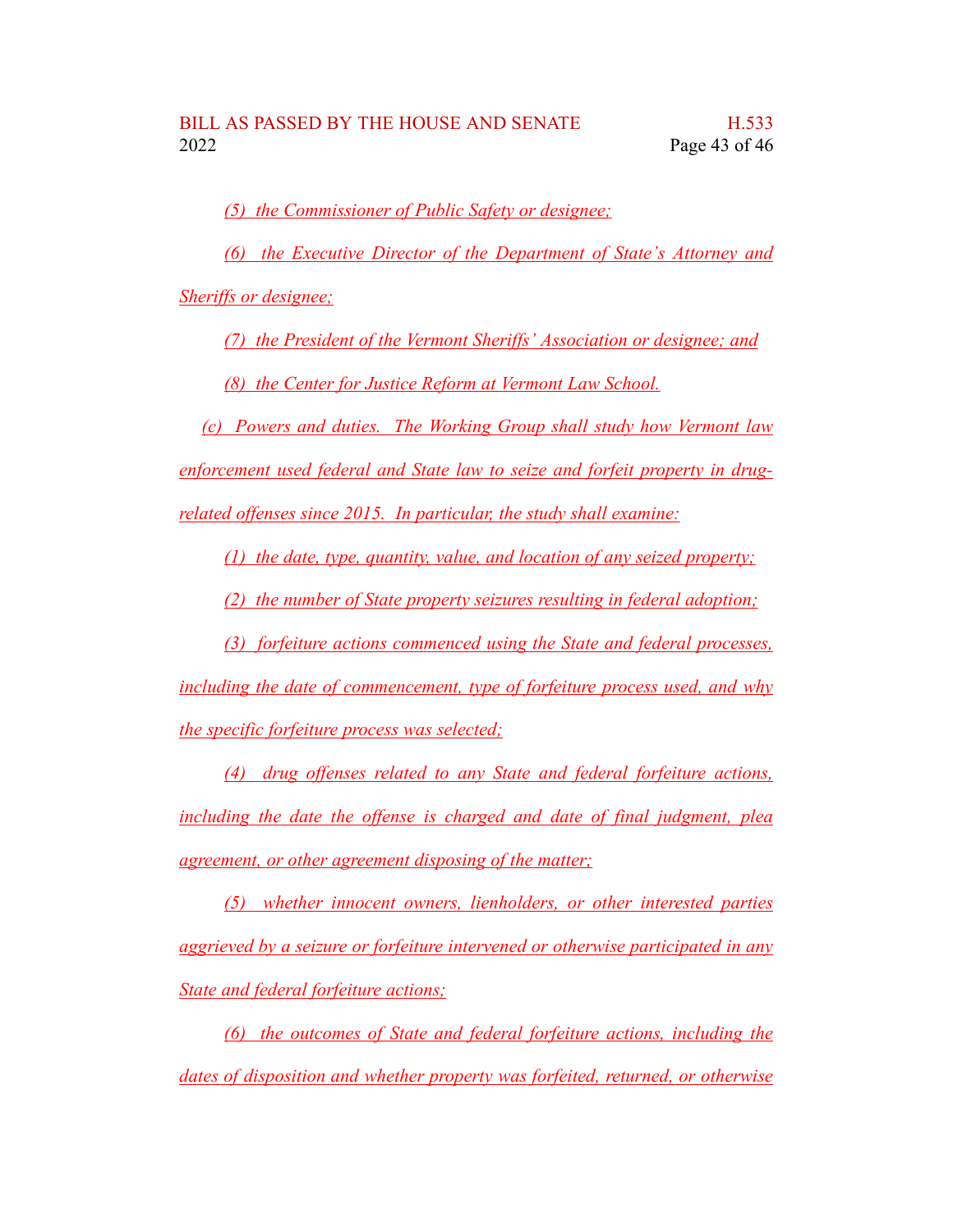(5) the Commissioner of Public Safety or designee;

(6) the Executive Director of the Department of State's Attorney and Sheriffs or designee;

(7) the President of the Vermont Sheriffs' Association or designee; and

(8) the Center for Justice Reform at Vermont Law School.

(c) Powers and duties. The Working Group shall study how Vermont law enforcement used federal and State law to seize and forfeit property in drug-related offenses since 2015. In particular, the study shall examine:

(1) the date, type, quantity, value, and location of any seized property;

(2) the number of State property seizures resulting in federal adoption;

(3) forfeiture actions commenced using the State and federal processes, including the date of commencement, type of forfeiture process used, and why the specific forfeiture process was selected;

(4) drug offenses related to any State and federal forfeiture actions, including the date the offense is charged and date of final judgment, plea agreement, or other agreement disposing of the matter;

(5) whether innocent owners, lienholders, or other interested parties aggrieved by a seizure or forfeiture intervened or otherwise participated in any State and federal forfeiture actions;

(6) the outcomes of State and federal forfeiture actions, including the dates of disposition and whether property was forfeited, returned, or otherwise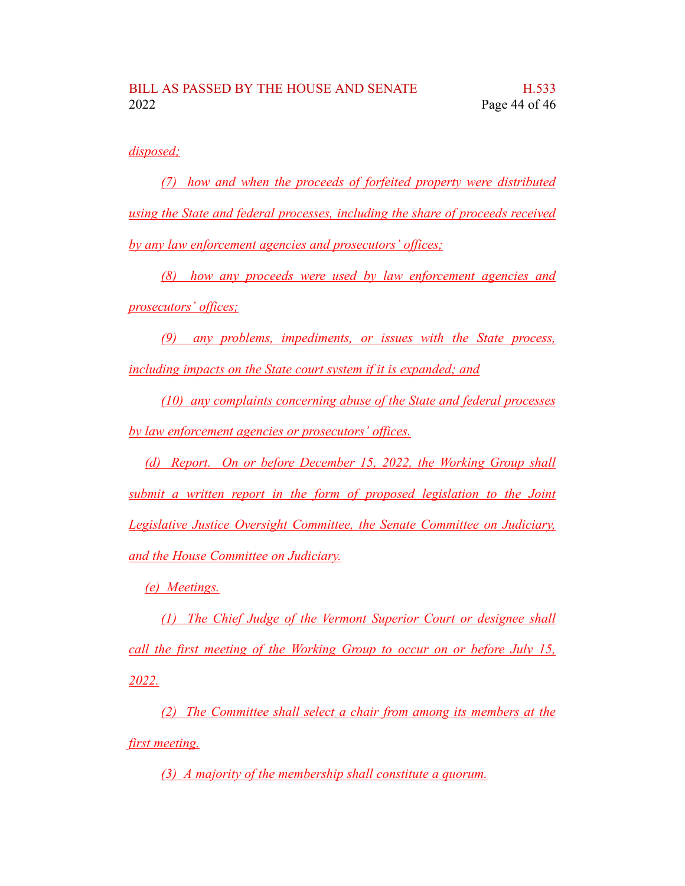*disposed;*

*(7) how and when the proceeds of forfeited property were distributed using the State and federal processes, including the share of proceeds received by any law enforcement agencies and prosecutors' offices;*

*(8) how any proceeds were used by law enforcement agencies and prosecutors' offices;*

*(9) any problems, impediments, or issues with the State process, including impacts on the State court system if it is expanded; and*

*(10) any complaints concerning abuse of the State and federal processes by law enforcement agencies or prosecutors' offices.*

*(d) Report. On or before December 15, 2022, the Working Group shall submit a written report in the form of proposed legislation to the Joint Legislative Justice Oversight Committee, the Senate Committee on Judiciary, and the House Committee on Judiciary.*

*(e) Meetings.*

*(1) The Chief Judge of the Vermont Superior Court or designee shall call the first meeting of the Working Group to occur on or before July 15, 2022.*

*(2) The Committee shall select a chair from among its members at the first meeting.*

*(3) A majority of the membership shall constitute a quorum.*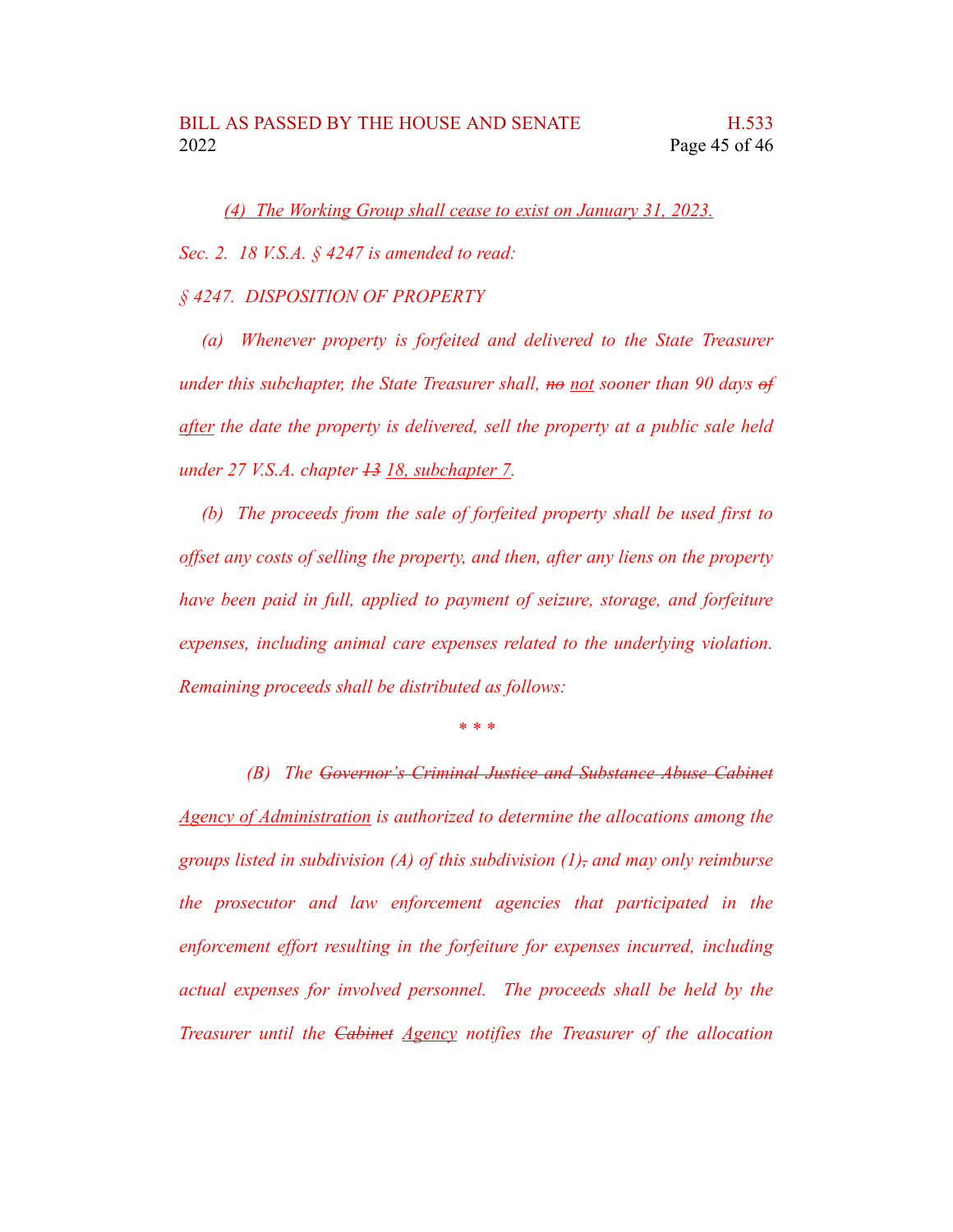*(4) The Working Group shall cease to exist on January 31, 2023.*

*Sec. 2. 18 V.S.A. § 4247 is amended to read:*

*§ 4247. DISPOSITION OF PROPERTY*

*(a) Whenever property is forfeited and delivered to the State Treasurer under this subchapter, the State Treasurer shall, ~~no~~ not sooner than 90 days ~~of~~ after the date the property is delivered, sell the property at a public sale held under 27 V.S.A. chapter ~~13~~ 18, subchapter 7.*

*(b) The proceeds from the sale of forfeited property shall be used first to offset any costs of selling the property, and then, after any liens on the property have been paid in full, applied to payment of seizure, storage, and forfeiture expenses, including animal care expenses related to the underlying violation. Remaining proceeds shall be distributed as follows:*

\* \* \*

*(B) The ~~Governor's Criminal Justice and Substance Abuse Cabinet~~ Agency of Administration is authorized to determine the allocations among the groups listed in subdivision (A) of this subdivision (1)~~,~~ and may only reimburse the prosecutor and law enforcement agencies that participated in the enforcement effort resulting in the forfeiture for expenses incurred, including actual expenses for involved personnel. The proceeds shall be held by the Treasurer until the ~~Cabinet~~ Agency notifies the Treasurer of the allocation*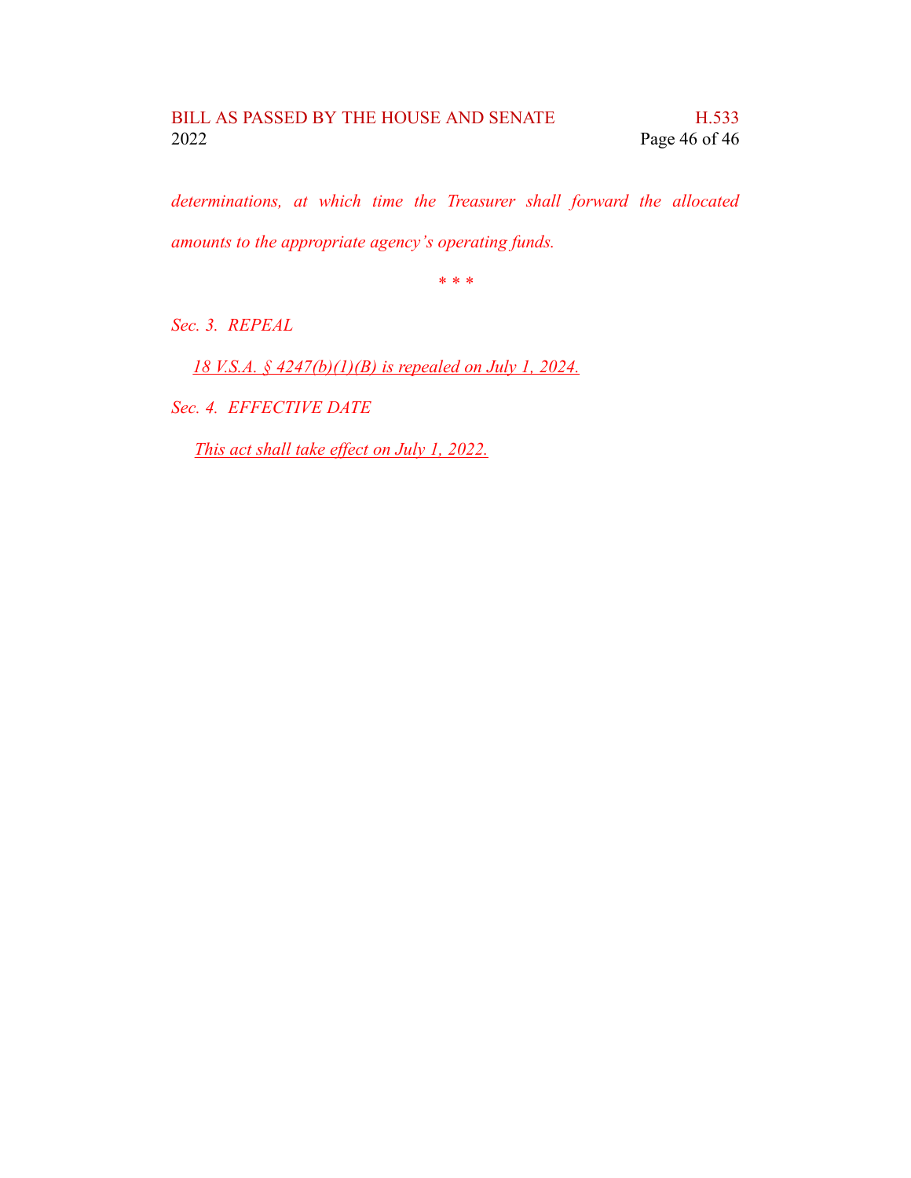*determinations, at which time the Treasurer shall forward the allocated amounts to the appropriate agency's operating funds.*

\* \* \*

*Sec. 3. REPEAL*

*18 V.S.A. § 4247(b)(1)(B) is repealed on July 1, 2024.*

*Sec. 4. EFFECTIVE DATE*

*This act shall take effect on July 1, 2022.*